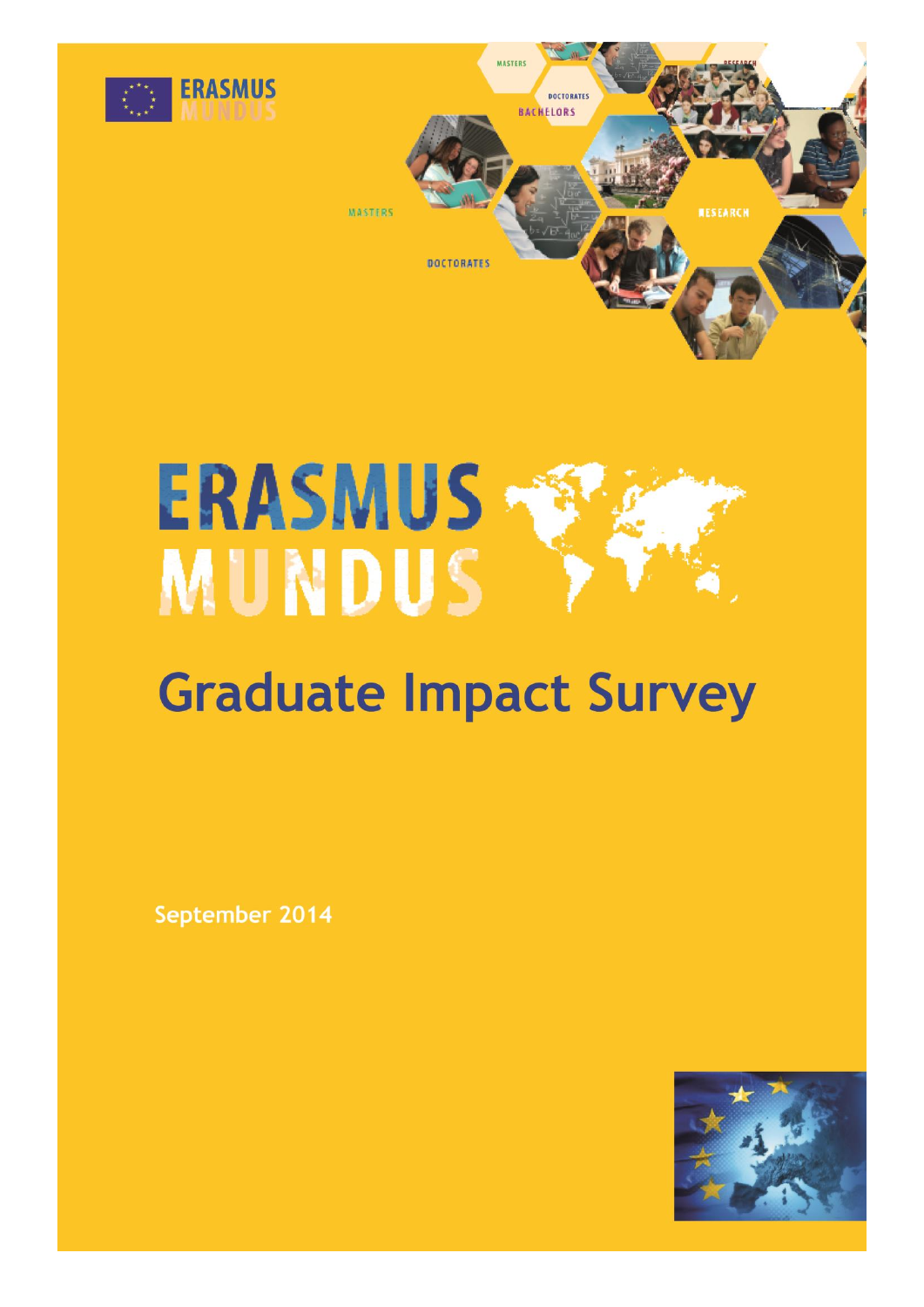# ERASMUS MUNDUS

## Graduate Impact Survey

September 2014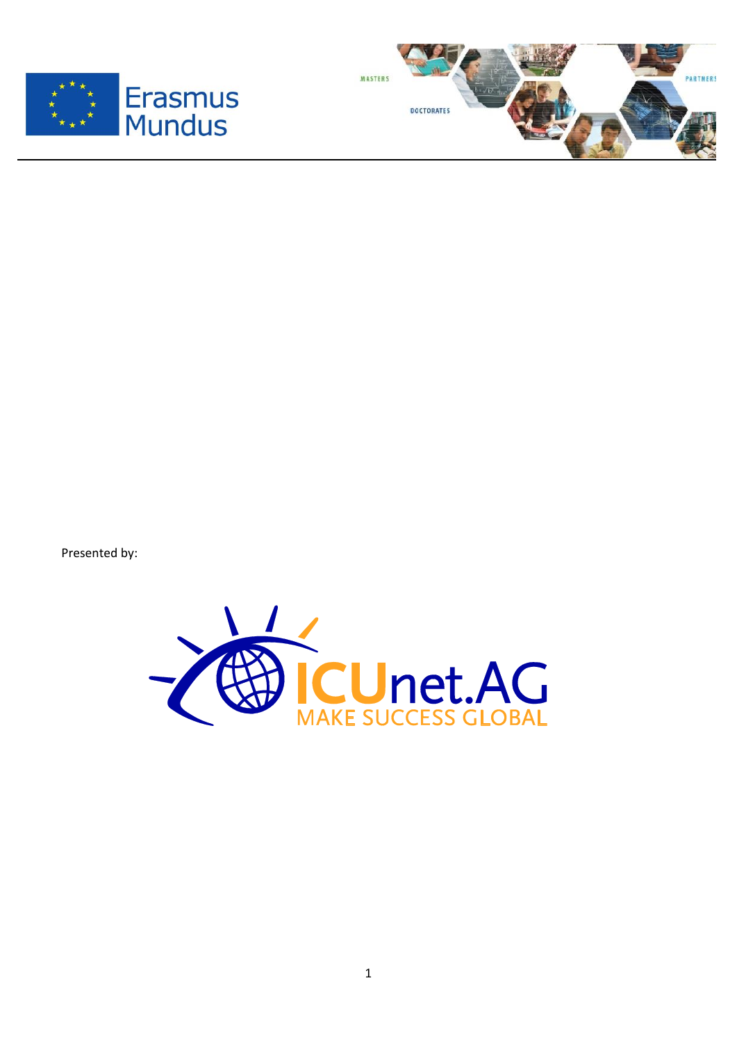Presented by: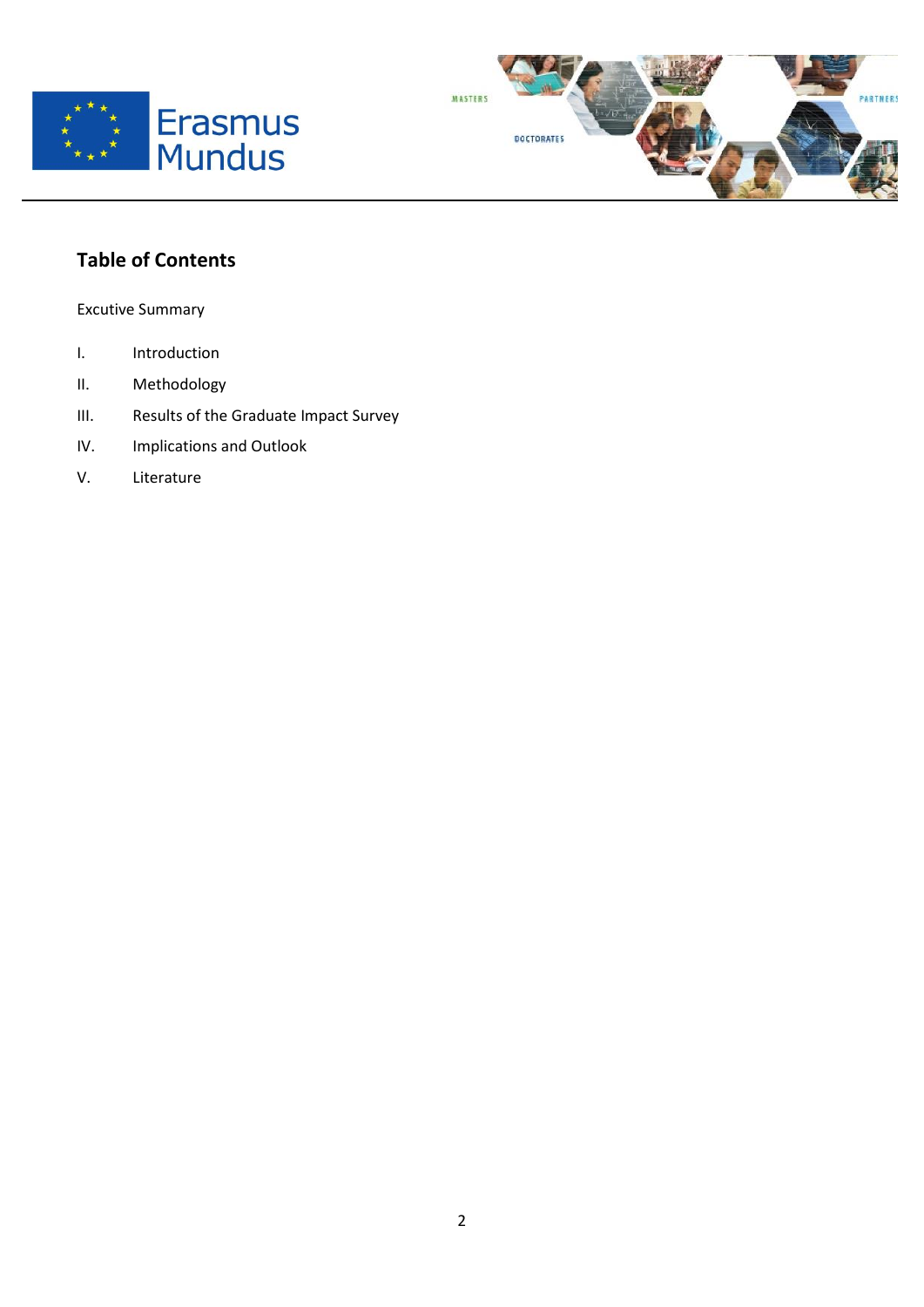## Table of Contents

Excutive Summary

I. Introduction

II. Methodology

III. Results of the Graduate Impact Survey

IV. Implications and Outlook

V. Literature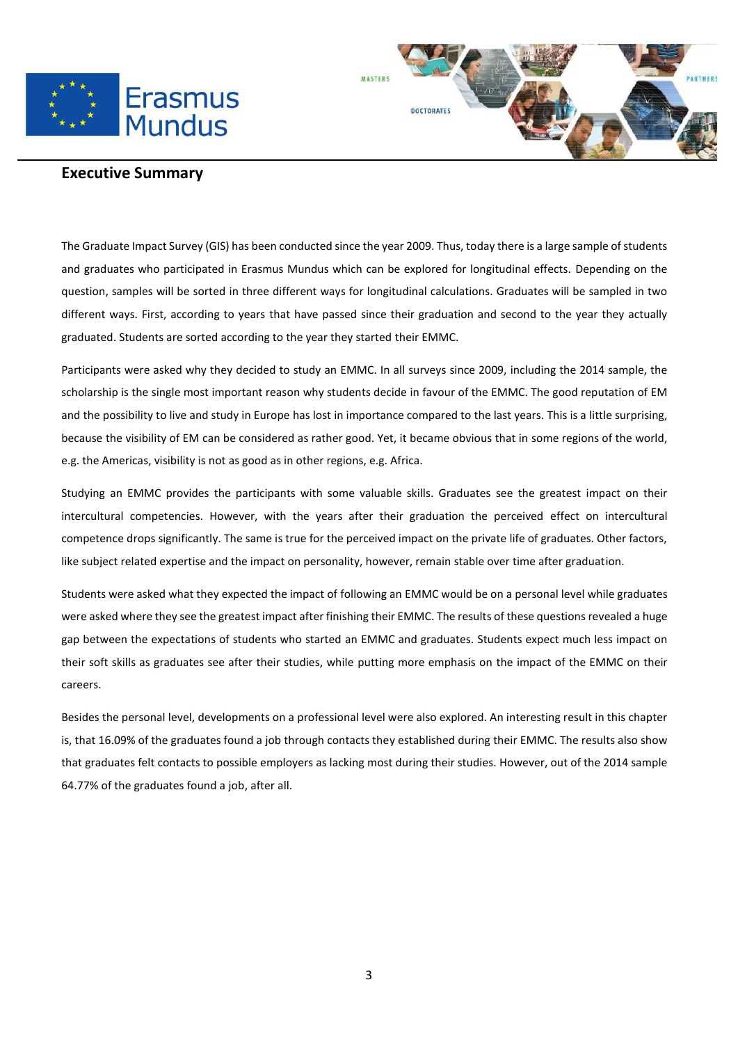## Executive Summary

The Graduate Impact Survey (GIS) has been conducted since the year 2009. Thus, today there is a large sample of students and graduates who participated in Erasmus Mundus which can be explored for longitudinal effects. Depending on the question, samples will be sorted in three different ways for longitudinal calculations. Graduates will be sampled in two different ways. First, according to years that have passed since their graduation and second to the year they actually graduated. Students are sorted according to the year they started their EMMC.

Participants were asked why they decided to study an EMMC. In all surveys since 2009, including the 2014 sample, the scholarship is the single most important reason why students decide in favour of the EMMC. The good reputation of EM and the possibility to live and study in Europe has lost in importance compared to the last years. This is a little surprising, because the visibility of EM can be considered as rather good. Yet, it became obvious that in some regions of the world, e.g. the Americas, visibility is not as good as in other regions, e.g. Africa.

Studying an EMMC provides the participants with some valuable skills. Graduates see the greatest impact on their intercultural competencies. However, with the years after their graduation the perceived effect on intercultural competence drops significantly. The same is true for the perceived impact on the private life of graduates. Other factors, like subject related expertise and the impact on personality, however, remain stable over time after graduation.

Students were asked what they expected the impact of following an EMMC would be on a personal level while graduates were asked where they see the greatest impact after finishing their EMMC. The results of these questions revealed a huge gap between the expectations of students who started an EMMC and graduates. Students expect much less impact on their soft skills as graduates see after their studies, while putting more emphasis on the impact of the EMMC on their careers.

Besides the personal level, developments on a professional level were also explored. An interesting result in this chapter is, that 16.09% of the graduates found a job through contacts they established during their EMMC. The results also show that graduates felt contacts to possible employers as lacking most during their studies. However, out of the 2014 sample 64.77% of the graduates found a job, after all.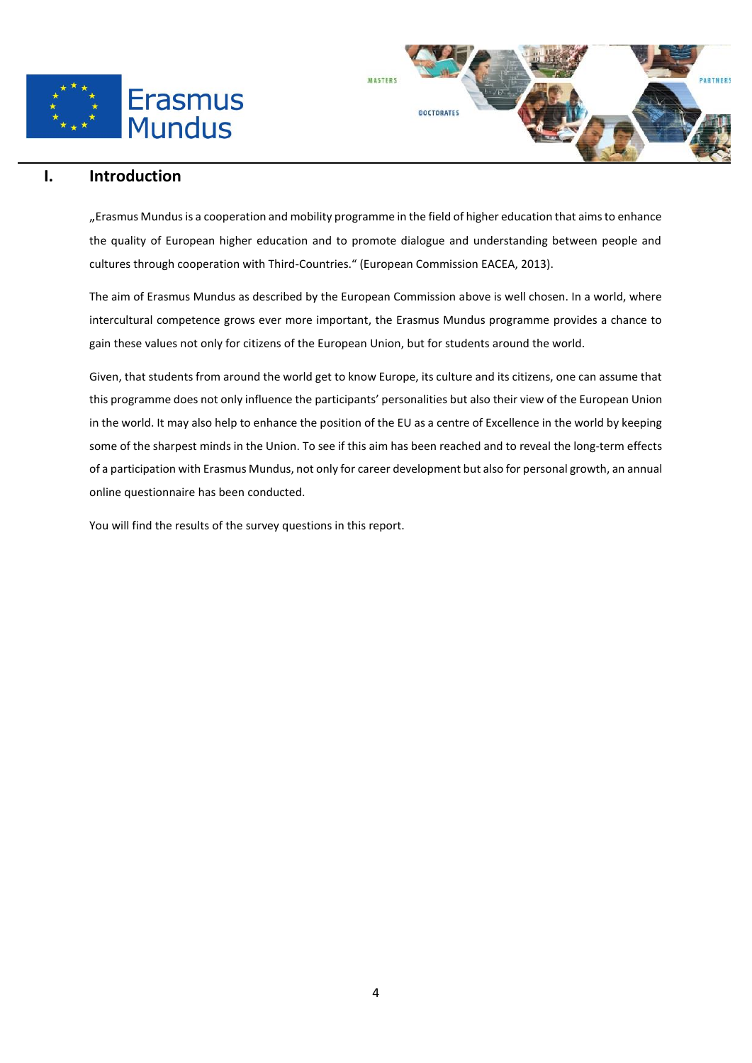# I. Introduction

„Erasmus Mundus is a cooperation and mobility programme in the field of higher education that aims to enhance the quality of European higher education and to promote dialogue and understanding between people and cultures through cooperation with Third-Countries." (European Commission EACEA, 2013).

The aim of Erasmus Mundus as described by the European Commission above is well chosen. In a world, where intercultural competence grows ever more important, the Erasmus Mundus programme provides a chance to gain these values not only for citizens of the European Union, but for students around the world.

Given, that students from around the world get to know Europe, its culture and its citizens, one can assume that this programme does not only influence the participants' personalities but also their view of the European Union in the world. It may also help to enhance the position of the EU as a centre of Excellence in the world by keeping some of the sharpest minds in the Union. To see if this aim has been reached and to reveal the long-term effects of a participation with Erasmus Mundus, not only for career development but also for personal growth, an annual online questionnaire has been conducted.

You will find the results of the survey questions in this report.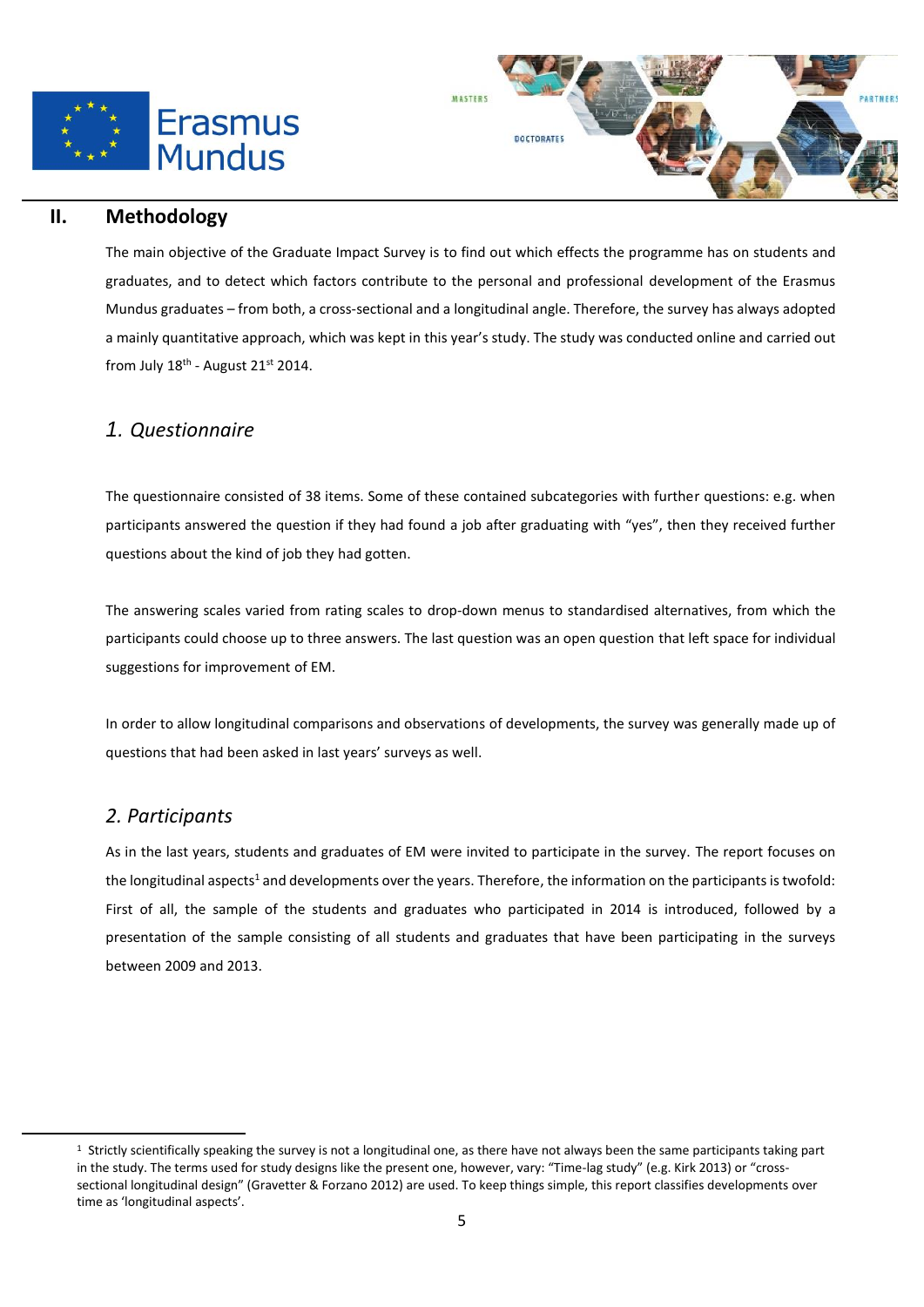## II. Methodology

The main objective of the Graduate Impact Survey is to find out which effects the programme has on students and graduates, and to detect which factors contribute to the personal and professional development of the Erasmus Mundus graduates – from both, a cross-sectional and a longitudinal angle. Therefore, the survey has always adopted a mainly quantitative approach, which was kept in this year's study. The study was conducted online and carried out from July 18th - August 21st 2014.

### *1. Questionnaire*

The questionnaire consisted of 38 items. Some of these contained subcategories with further questions: e.g. when participants answered the question if they had found a job after graduating with "yes", then they received further questions about the kind of job they had gotten.

The answering scales varied from rating scales to drop-down menus to standardised alternatives, from which the participants could choose up to three answers. The last question was an open question that left space for individual suggestions for improvement of EM.

In order to allow longitudinal comparisons and observations of developments, the survey was generally made up of questions that had been asked in last years' surveys as well.

### *2. Participants*

As in the last years, students and graduates of EM were invited to participate in the survey. The report focuses on the longitudinal aspects[1] and developments over the years. Therefore, the information on the participants is twofold: First of all, the sample of the students and graduates who participated in 2014 is introduced, followed by a presentation of the sample consisting of all students and graduates that have been participating in the surveys between 2009 and 2013.

---

[1] Strictly scientifically speaking the survey is not a longitudinal one, as there have not always been the same participants taking part in the study. The terms used for study designs like the present one, however, vary: "Time-lag study" (e.g. Kirk 2013) or "cross-sectional longitudinal design" (Gravetter & Forzano 2012) are used. To keep things simple, this report classifies developments over time as 'longitudinal aspects'.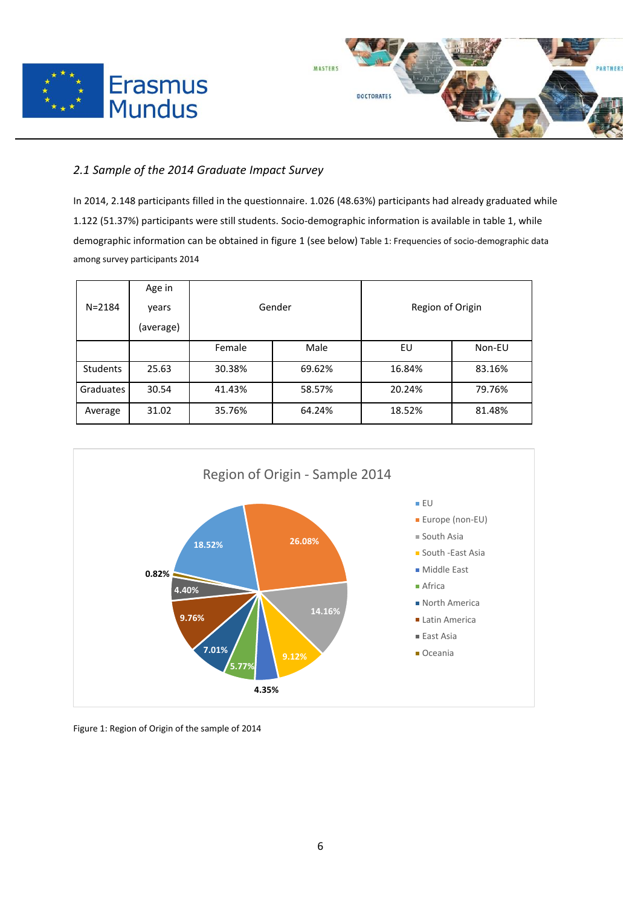### *2.1 Sample of the 2014 Graduate Impact Survey*

In 2014, 2.148 participants filled in the questionnaire. 1.026 (48.63%) participants had already graduated while 1.122 (51.37%) participants were still students. Socio-demographic information is available in table 1, while demographic information can be obtained in figure 1 (see below) Table 1: Frequencies of socio-demographic data among survey participants 2014

| N=2184 | Age in years (average) | Gender | | Region of Origin | |
|---|---|---|---|---|---|
| | | Female | Male | EU | Non-EU |
| Students | 25.63 | 30.38% | 69.62% | 16.84% | 83.16% |
| Graduates | 30.54 | 41.43% | 58.57% | 20.24% | 79.76% |
| Average | 31.02 | 35.76% | 64.24% | 18.52% | 81.48% |

Region of Origin - Sample 2014

| Region | Share |
|---|---|
| EU | 18.52% |
| Europe (non-EU) | 26.08% |
| South Asia | 14.16% |
| South -East Asia | 9.12% |
| Middle East | 4.35% |
| Africa | 5.77% |
| North America | 7.01% |
| Latin America | 9.76% |
| East Asia | 4.40% |
| Oceania | 0.82% |

Figure 1: Region of Origin of the sample of 2014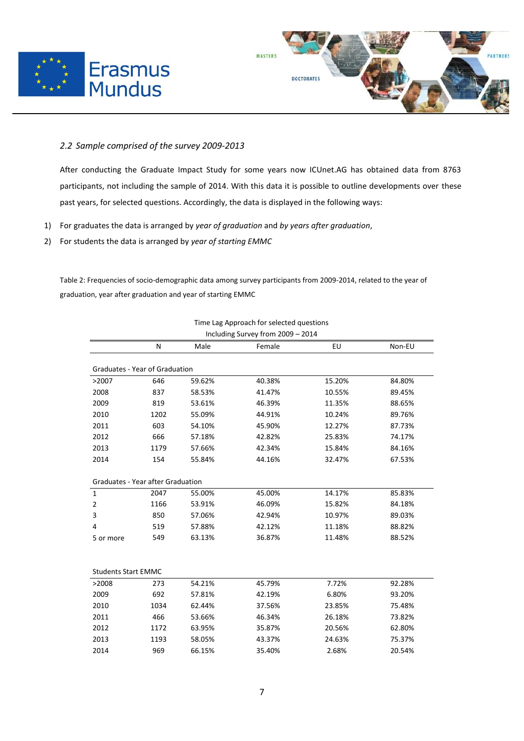### 2.2 *Sample comprised of the survey 2009-2013*

After conducting the Graduate Impact Study for some years now ICUnet.AG has obtained data from 8763 participants, not including the sample of 2014. With this data it is possible to outline developments over these past years, for selected questions. Accordingly, the data is displayed in the following ways:

1) For graduates the data is arranged by *year of graduation* and *by years after graduation*,
2) For students the data is arranged by *year of starting EMMC*

Table 2: Frequencies of socio-demographic data among survey participants from 2009-2014, related to the year of graduation, year after graduation and year of starting EMMC

Time Lag Approach for selected questions
Including Survey from 2009 – 2014

| | N | Male | Female | EU | Non-EU |
|---|---|---|---|---|---|
| **Graduates - Year of Graduation** | | | | | |
| >2007 | 646 | 59.62% | 40.38% | 15.20% | 84.80% |
| 2008 | 837 | 58.53% | 41.47% | 10.55% | 89.45% |
| 2009 | 819 | 53.61% | 46.39% | 11.35% | 88.65% |
| 2010 | 1202 | 55.09% | 44.91% | 10.24% | 89.76% |
| 2011 | 603 | 54.10% | 45.90% | 12.27% | 87.73% |
| 2012 | 666 | 57.18% | 42.82% | 25.83% | 74.17% |
| 2013 | 1179 | 57.66% | 42.34% | 15.84% | 84.16% |
| 2014 | 154 | 55.84% | 44.16% | 32.47% | 67.53% |
| **Graduates - Year after Graduation** | | | | | |
| 1 | 2047 | 55.00% | 45.00% | 14.17% | 85.83% |
| 2 | 1166 | 53.91% | 46.09% | 15.82% | 84.18% |
| 3 | 850 | 57.06% | 42.94% | 10.97% | 89.03% |
| 4 | 519 | 57.88% | 42.12% | 11.18% | 88.82% |
| 5 or more | 549 | 63.13% | 36.87% | 11.48% | 88.52% |
| **Students Start EMMC** | | | | | |
| >2008 | 273 | 54.21% | 45.79% | 7.72% | 92.28% |
| 2009 | 692 | 57.81% | 42.19% | 6.80% | 93.20% |
| 2010 | 1034 | 62.44% | 37.56% | 23.85% | 75.48% |
| 2011 | 466 | 53.66% | 46.34% | 26.18% | 73.82% |
| 2012 | 1172 | 63.95% | 35.87% | 20.56% | 62.80% |
| 2013 | 1193 | 58.05% | 43.37% | 24.63% | 75.37% |
| 2014 | 969 | 66.15% | 35.40% | 2.68% | 20.54% |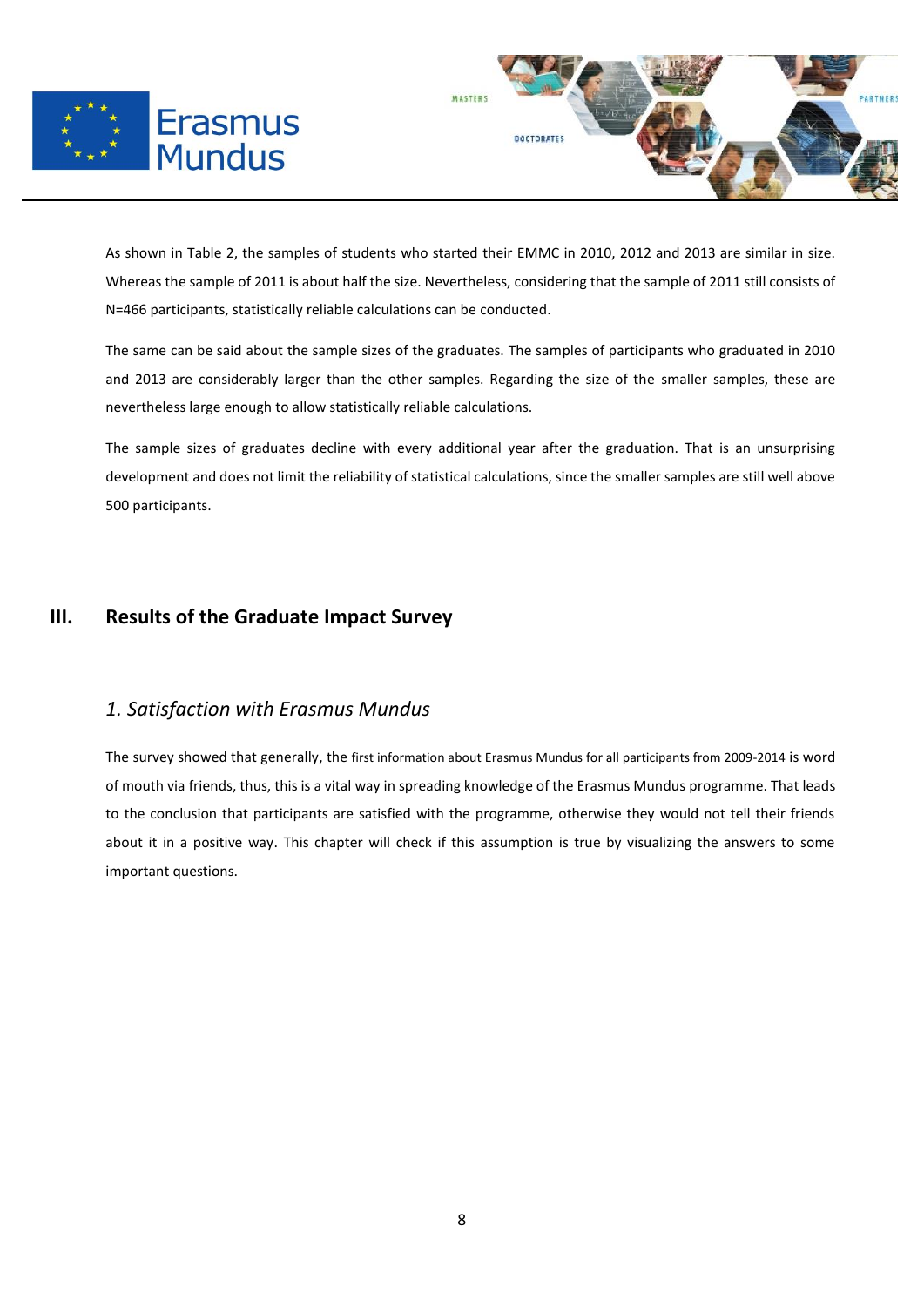As shown in Table 2, the samples of students who started their EMMC in 2010, 2012 and 2013 are similar in size. Whereas the sample of 2011 is about half the size. Nevertheless, considering that the sample of 2011 still consists of N=466 participants, statistically reliable calculations can be conducted.

The same can be said about the sample sizes of the graduates. The samples of participants who graduated in 2010 and 2013 are considerably larger than the other samples. Regarding the size of the smaller samples, these are nevertheless large enough to allow statistically reliable calculations.

The sample sizes of graduates decline with every additional year after the graduation. That is an unsurprising development and does not limit the reliability of statistical calculations, since the smaller samples are still well above 500 participants.

# III. Results of the Graduate Impact Survey

## *1. Satisfaction with Erasmus Mundus*

The survey showed that generally, the first information about Erasmus Mundus for all participants from 2009-2014 is word of mouth via friends, thus, this is a vital way in spreading knowledge of the Erasmus Mundus programme. That leads to the conclusion that participants are satisfied with the programme, otherwise they would not tell their friends about it in a positive way. This chapter will check if this assumption is true by visualizing the answers to some important questions.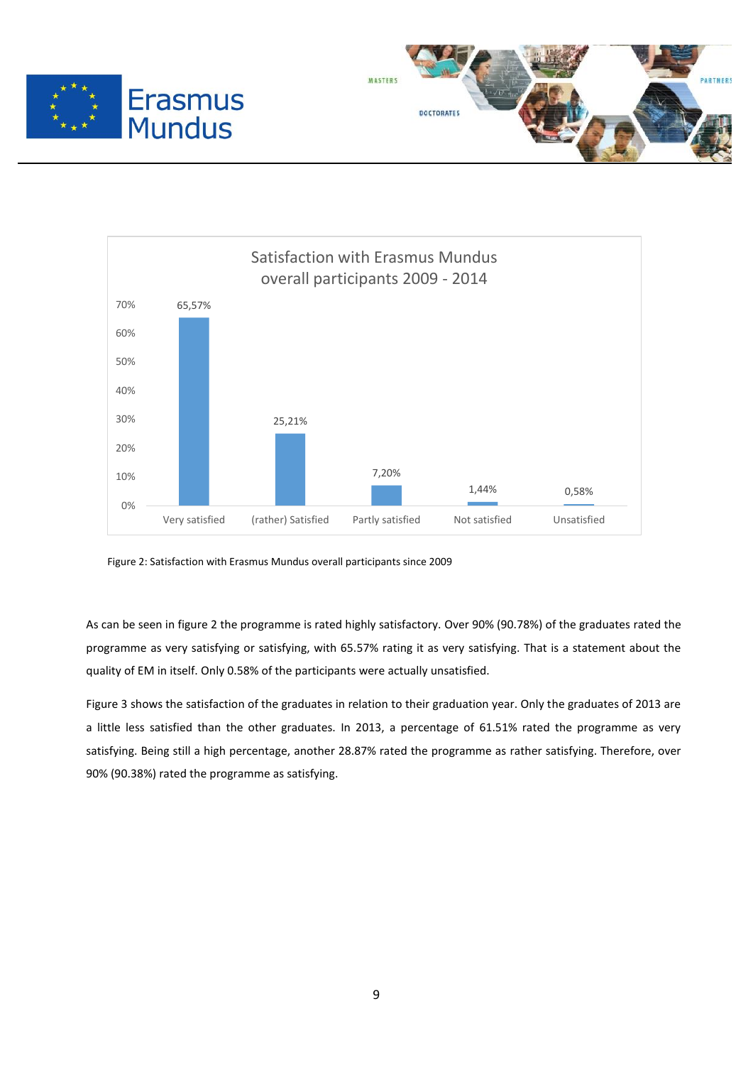| | Satisfaction with Erasmus Mundus overall participants 2009 - 2014 |
|---|---|
| Very satisfied | 65,57% |
| (rather) Satisfied | 25,21% |
| Partly satisfied | 7,20% |
| Not satisfied | 1,44% |
| Unsatisfied | 0,58% |

Figure 2: Satisfaction with Erasmus Mundus overall participants since 2009

As can be seen in figure 2 the programme is rated highly satisfactory. Over 90% (90.78%) of the graduates rated the programme as very satisfying or satisfying, with 65.57% rating it as very satisfying. That is a statement about the quality of EM in itself. Only 0.58% of the participants were actually unsatisfied.

Figure 3 shows the satisfaction of the graduates in relation to their graduation year. Only the graduates of 2013 are a little less satisfied than the other graduates. In 2013, a percentage of 61.51% rated the programme as very satisfying. Being still a high percentage, another 28.87% rated the programme as rather satisfying. Therefore, over 90% (90.38%) rated the programme as satisfying.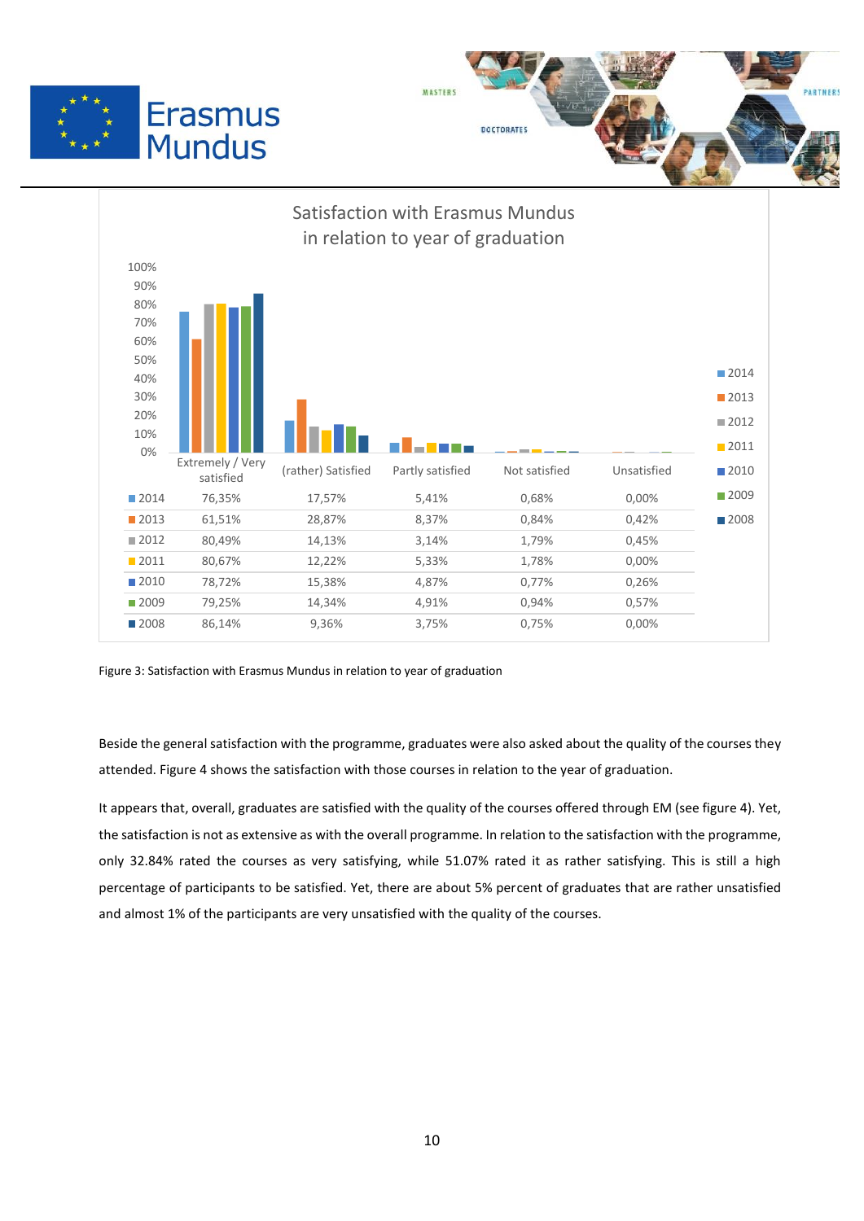Satisfaction with Erasmus Mundus in relation to year of graduation

| | Extremely / Very satisfied | (rather) Satisfied | Partly satisfied | Not satisfied | Unsatisfied |
|---|---|---|---|---|---|
| 2014 | 76,35% | 17,57% | 5,41% | 0,68% | 0,00% |
| 2013 | 61,51% | 28,87% | 8,37% | 0,84% | 0,42% |
| 2012 | 80,49% | 14,13% | 3,14% | 1,79% | 0,45% |
| 2011 | 80,67% | 12,22% | 5,33% | 1,78% | 0,00% |
| 2010 | 78,72% | 15,38% | 4,87% | 0,77% | 0,26% |
| 2009 | 79,25% | 14,34% | 4,91% | 0,94% | 0,57% |
| 2008 | 86,14% | 9,36% | 3,75% | 0,75% | 0,00% |

Figure 3: Satisfaction with Erasmus Mundus in relation to year of graduation

Beside the general satisfaction with the programme, graduates were also asked about the quality of the courses they attended. Figure 4 shows the satisfaction with those courses in relation to the year of graduation.

It appears that, overall, graduates are satisfied with the quality of the courses offered through EM (see figure 4). Yet, the satisfaction is not as extensive as with the overall programme. In relation to the satisfaction with the programme, only 32.84% rated the courses as very satisfying, while 51.07% rated it as rather satisfying. This is still a high percentage of participants to be satisfied. Yet, there are about 5% percent of graduates that are rather unsatisfied and almost 1% of the participants are very unsatisfied with the quality of the courses.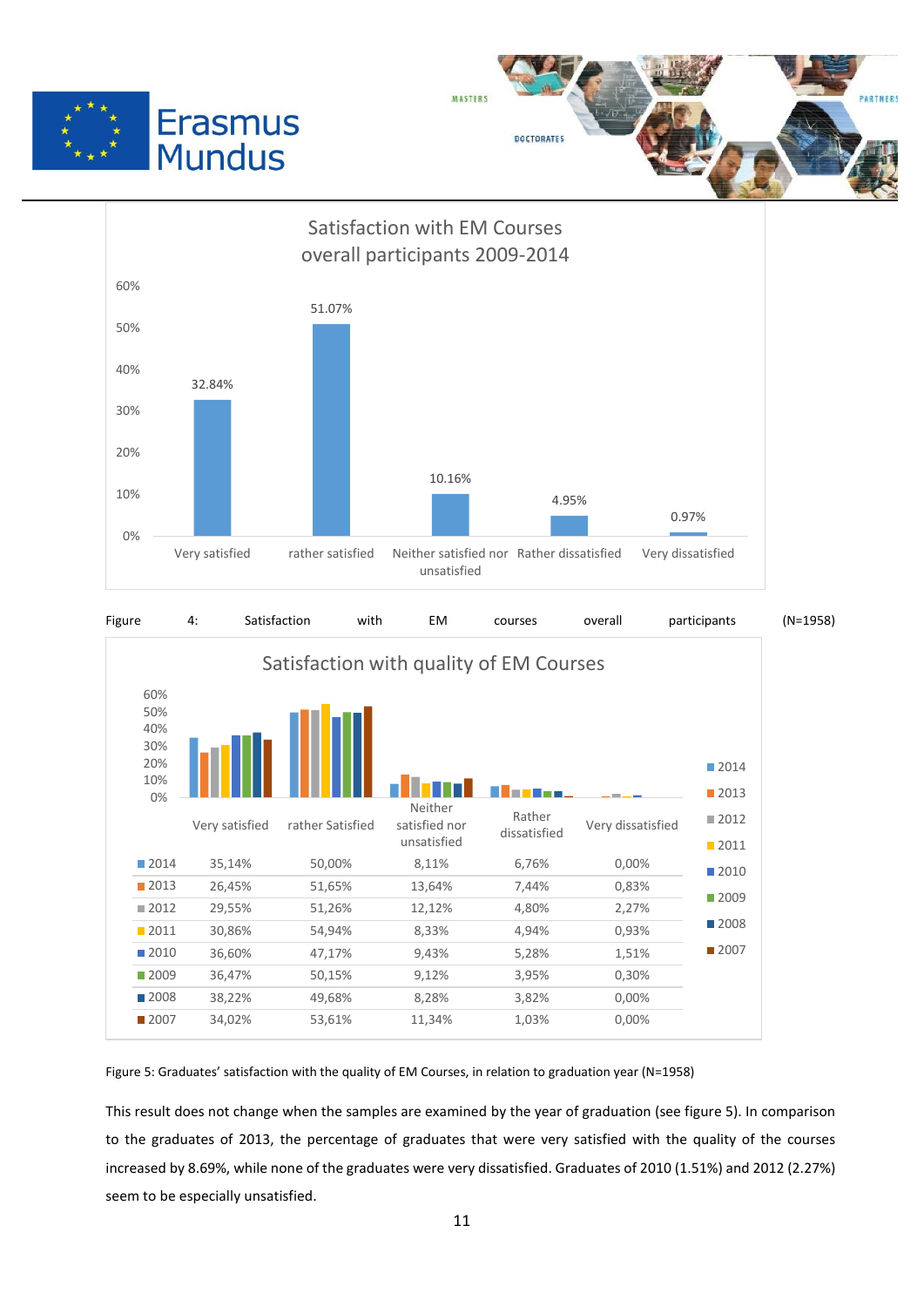Satisfaction with EM Courses overall participants 2009-2014

| Very satisfied | rather satisfied | Neither satisfied nor unsatisfied | Rather dissatisfied | Very dissatisfied |
|---|---|---|---|---|
| 32.84% | 51.07% | 10.16% | 4.95% | 0.97% |

Figure 4: Satisfaction with EM courses overall participants (N=1958)

Satisfaction with quality of EM Courses

| | Very satisfied | rather Satisfied | Neither satisfied nor unsatisfied | Rather dissatisfied | Very dissatisfied |
|---|---|---|---|---|---|
| 2014 | 35,14% | 50,00% | 8,11% | 6,76% | 0,00% |
| 2013 | 26,45% | 51,65% | 13,64% | 7,44% | 0,83% |
| 2012 | 29,55% | 51,26% | 12,12% | 4,80% | 2,27% |
| 2011 | 30,86% | 54,94% | 8,33% | 4,94% | 0,93% |
| 2010 | 36,60% | 47,17% | 9,43% | 5,28% | 1,51% |
| 2009 | 36,47% | 50,15% | 9,12% | 3,95% | 0,30% |
| 2008 | 38,22% | 49,68% | 8,28% | 3,82% | 0,00% |
| 2007 | 34,02% | 53,61% | 11,34% | 1,03% | 0,00% |

Figure 5: Graduates' satisfaction with the quality of EM Courses, in relation to graduation year (N=1958)

This result does not change when the samples are examined by the year of graduation (see figure 5). In comparison to the graduates of 2013, the percentage of graduates that were very satisfied with the quality of the courses increased by 8.69%, while none of the graduates were very dissatisfied. Graduates of 2010 (1.51%) and 2012 (2.27%) seem to be especially unsatisfied.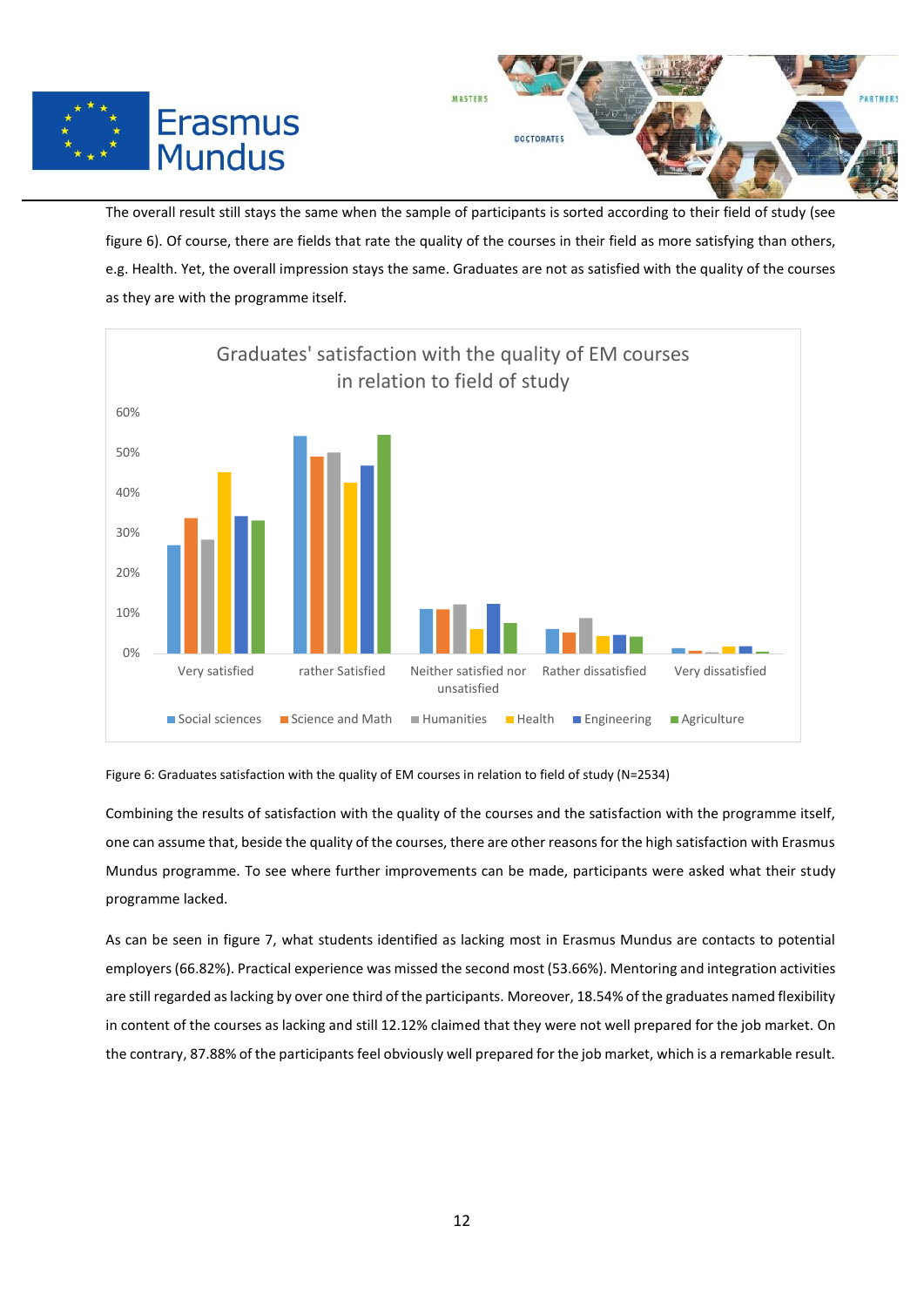The overall result still stays the same when the sample of participants is sorted according to their field of study (see figure 6). Of course, there are fields that rate the quality of the courses in their field as more satisfying than others, e.g. Health. Yet, the overall impression stays the same. Graduates are not as satisfied with the quality of the courses as they are with the programme itself.

Figure 6: Graduates satisfaction with the quality of EM courses in relation to field of study (N=2534)

Combining the results of satisfaction with the quality of the courses and the satisfaction with the programme itself, one can assume that, beside the quality of the courses, there are other reasons for the high satisfaction with Erasmus Mundus programme. To see where further improvements can be made, participants were asked what their study programme lacked.

As can be seen in figure 7, what students identified as lacking most in Erasmus Mundus are contacts to potential employers (66.82%). Practical experience was missed the second most (53.66%). Mentoring and integration activities are still regarded as lacking by over one third of the participants. Moreover, 18.54% of the graduates named flexibility in content of the courses as lacking and still 12.12% claimed that they were not well prepared for the job market. On the contrary, 87.88% of the participants feel obviously well prepared for the job market, which is a remarkable result.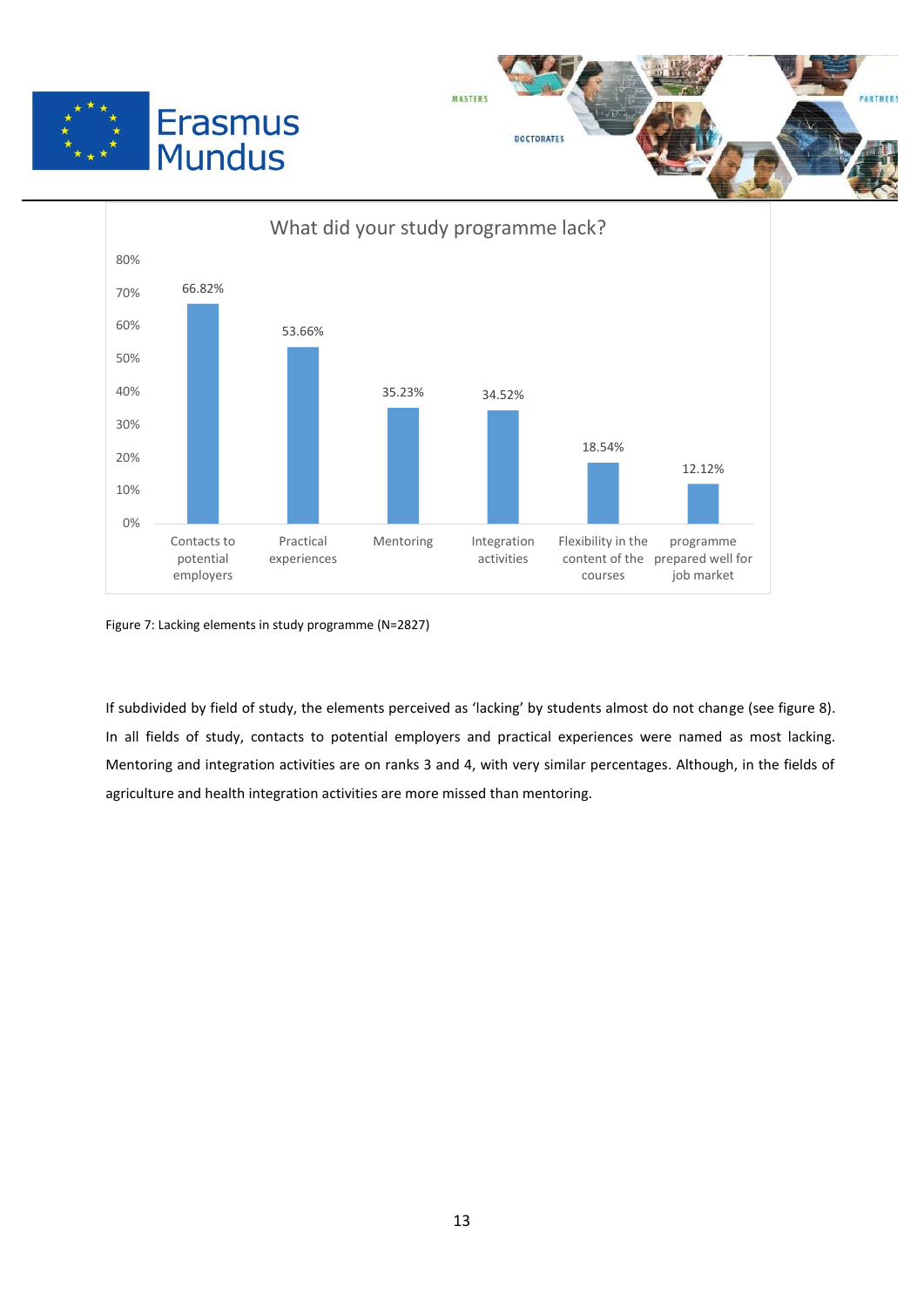What did your study programme lack?

| Category | Percentage |
| --- | --- |
| Contacts to potential employers | 66.82% |
| Practical experiences | 53.66% |
| Mentoring | 35.23% |
| Integration activities | 34.52% |
| Flexibility in the content of the courses | 18.54% |
| programme prepared well for job market | 12.12% |

Figure 7: Lacking elements in study programme (N=2827)

If subdivided by field of study, the elements perceived as 'lacking' by students almost do not change (see figure 8). In all fields of study, contacts to potential employers and practical experiences were named as most lacking. Mentoring and integration activities are on ranks 3 and 4, with very similar percentages. Although, in the fields of agriculture and health integration activities are more missed than mentoring.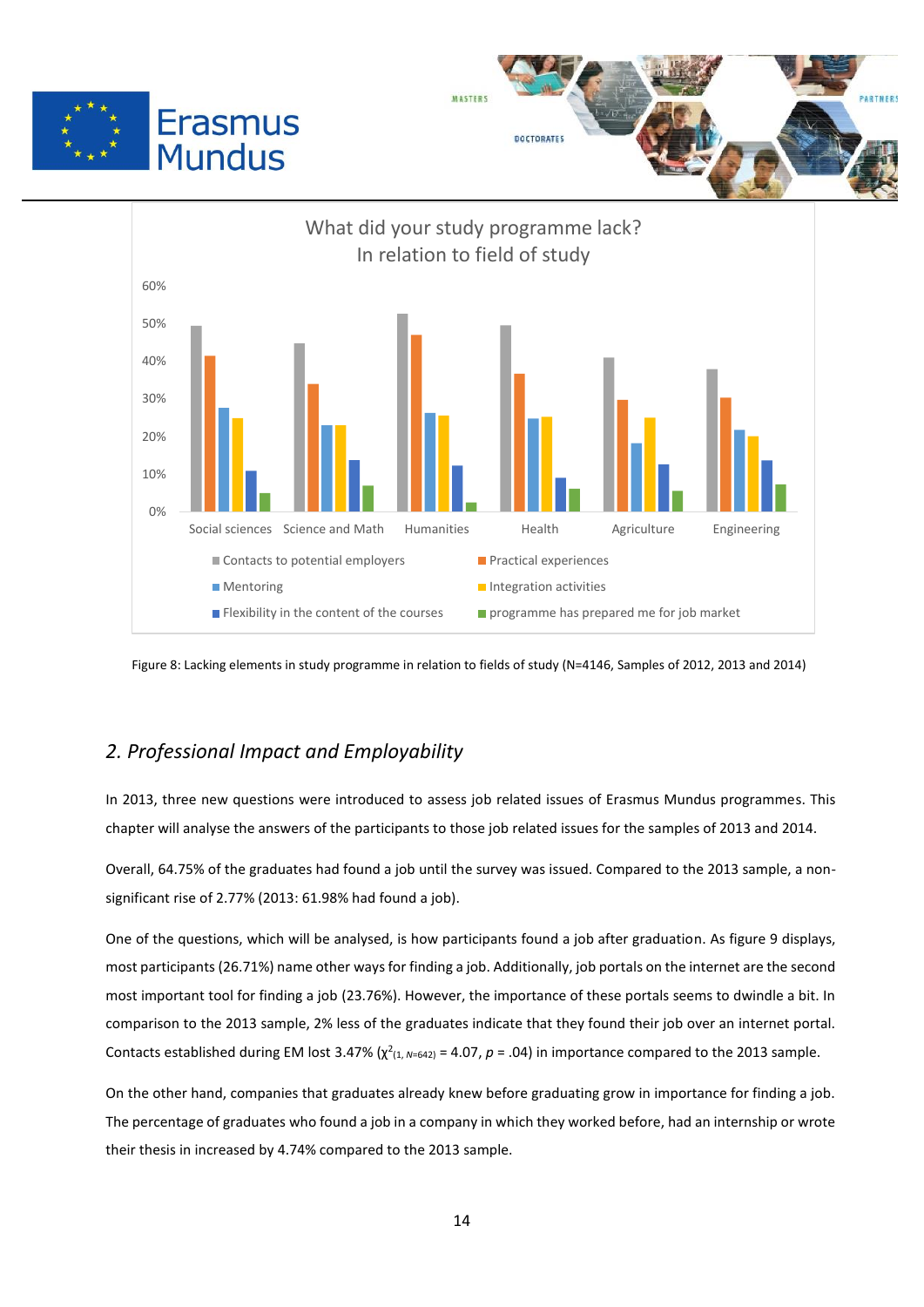Figure 8: Lacking elements in study programme in relation to fields of study (N=4146, Samples of 2012, 2013 and 2014)

## 2. Professional Impact and Employability

In 2013, three new questions were introduced to assess job related issues of Erasmus Mundus programmes. This chapter will analyse the answers of the participants to those job related issues for the samples of 2013 and 2014.

Overall, 64.75% of the graduates had found a job until the survey was issued. Compared to the 2013 sample, a non-significant rise of 2.77% (2013: 61.98% had found a job).

One of the questions, which will be analysed, is how participants found a job after graduation. As figure 9 displays, most participants (26.71%) name other ways for finding a job. Additionally, job portals on the internet are the second most important tool for finding a job (23.76%). However, the importance of these portals seems to dwindle a bit. In comparison to the 2013 sample, 2% less of the graduates indicate that they found their job over an internet portal. Contacts established during EM lost 3.47% ($\chi^2_{(1, N=642)} = 4.07$, $p = .04$) in importance compared to the 2013 sample.

On the other hand, companies that graduates already knew before graduating grow in importance for finding a job. The percentage of graduates who found a job in a company in which they worked before, had an internship or wrote their thesis in increased by 4.74% compared to the 2013 sample.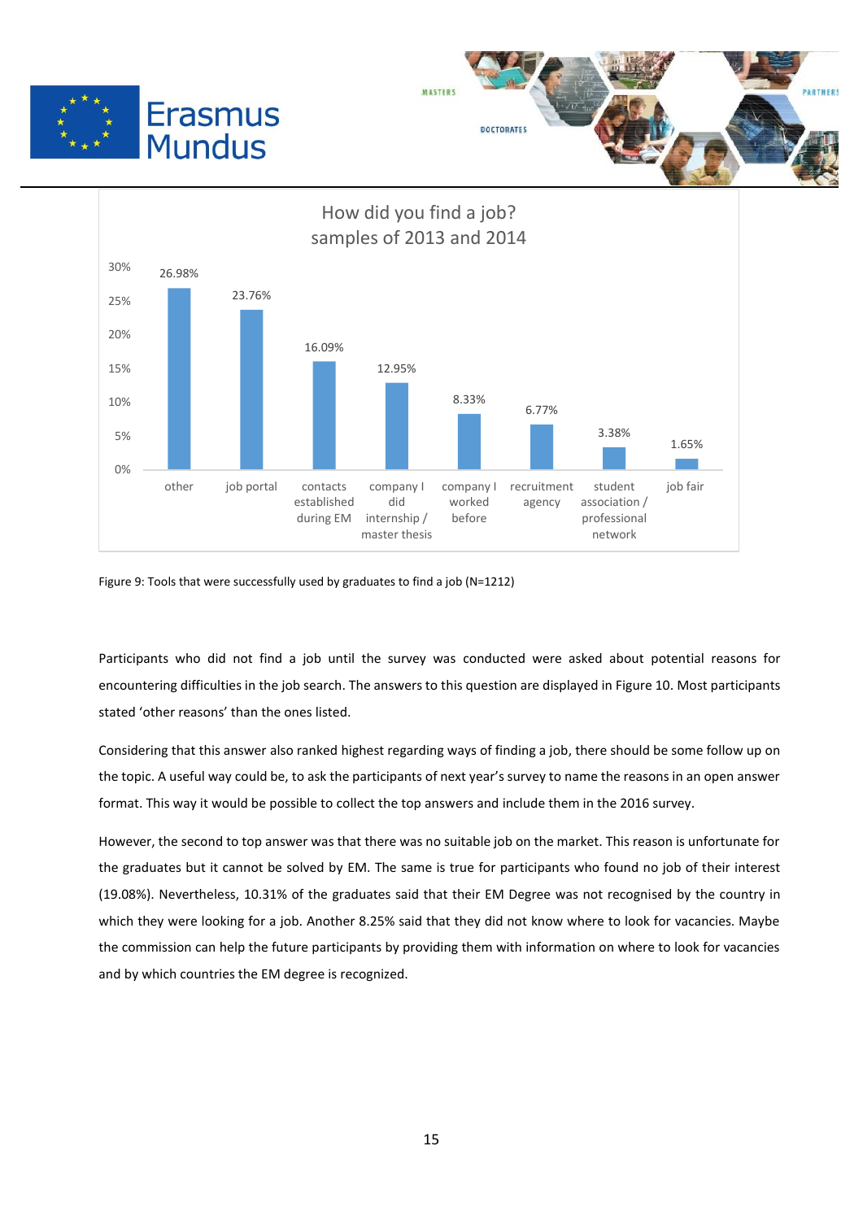How did you find a job?
samples of 2013 and 2014

| Tool | Percentage |
|---|---|
| other | 26.98% |
| job portal | 23.76% |
| contacts established during EM | 16.09% |
| company I did internship / master thesis | 12.95% |
| company I worked before | 8.33% |
| recruitment agency | 6.77% |
| student association / professional network | 3.38% |
| job fair | 1.65% |

Figure 9: Tools that were successfully used by graduates to find a job (N=1212)

Participants who did not find a job until the survey was conducted were asked about potential reasons for encountering difficulties in the job search. The answers to this question are displayed in Figure 10. Most participants stated 'other reasons' than the ones listed.

Considering that this answer also ranked highest regarding ways of finding a job, there should be some follow up on the topic. A useful way could be, to ask the participants of next year's survey to name the reasons in an open answer format. This way it would be possible to collect the top answers and include them in the 2016 survey.

However, the second to top answer was that there was no suitable job on the market. This reason is unfortunate for the graduates but it cannot be solved by EM. The same is true for participants who found no job of their interest (19.08%). Nevertheless, 10.31% of the graduates said that their EM Degree was not recognised by the country in which they were looking for a job. Another 8.25% said that they did not know where to look for vacancies. Maybe the commission can help the future participants by providing them with information on where to look for vacancies and by which countries the EM degree is recognized.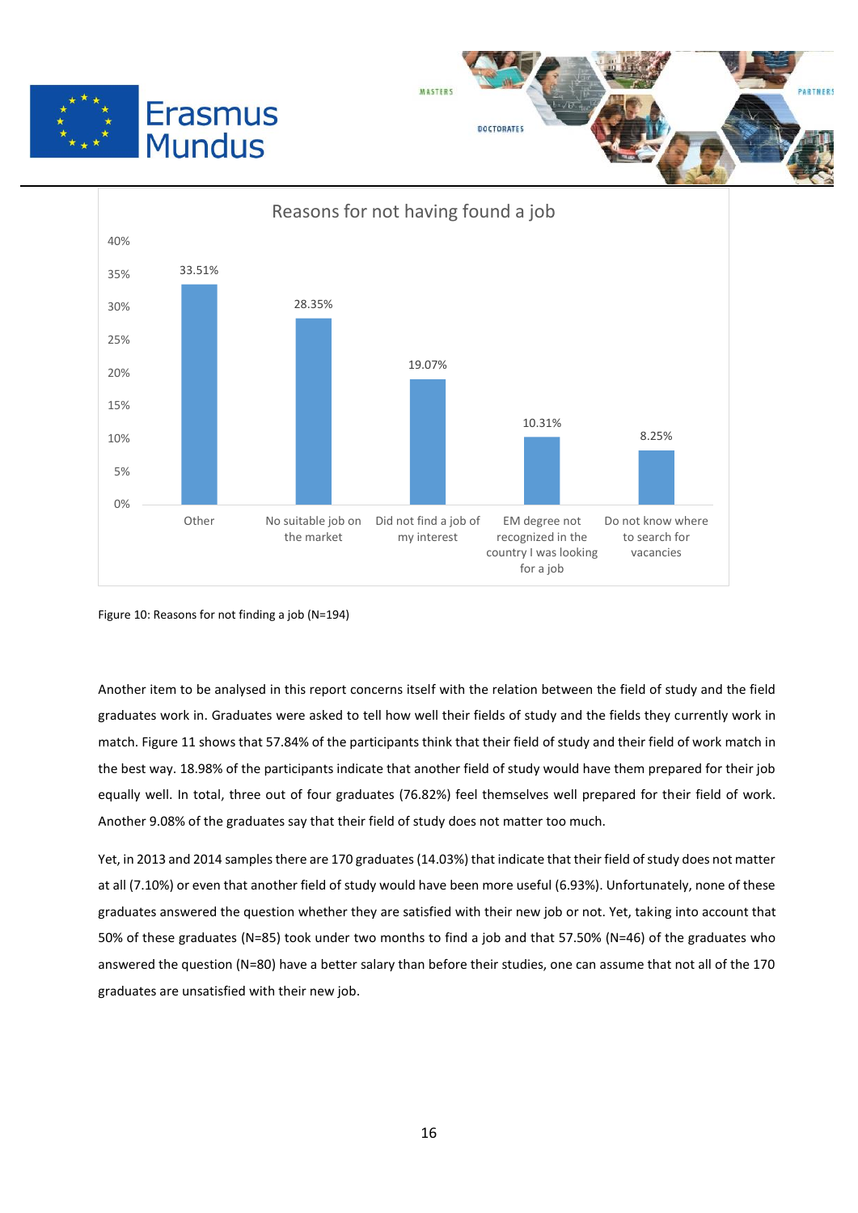Reasons for not having found a job

| Reason | Percentage |
|---|---|
| Other | 33.51% |
| No suitable job on the market | 28.35% |
| Did not find a job of my interest | 19.07% |
| EM degree not recognized in the country I was looking for a job | 10.31% |
| Do not know where to search for vacancies | 8.25% |

Figure 10: Reasons for not finding a job (N=194)

Another item to be analysed in this report concerns itself with the relation between the field of study and the field graduates work in. Graduates were asked to tell how well their fields of study and the fields they currently work in match. Figure 11 shows that 57.84% of the participants think that their field of study and their field of work match in the best way. 18.98% of the participants indicate that another field of study would have them prepared for their job equally well. In total, three out of four graduates (76.82%) feel themselves well prepared for their field of work. Another 9.08% of the graduates say that their field of study does not matter too much.

Yet, in 2013 and 2014 samples there are 170 graduates (14.03%) that indicate that their field of study does not matter at all (7.10%) or even that another field of study would have been more useful (6.93%). Unfortunately, none of these graduates answered the question whether they are satisfied with their new job or not. Yet, taking into account that 50% of these graduates (N=85) took under two months to find a job and that 57.50% (N=46) of the graduates who answered the question (N=80) have a better salary than before their studies, one can assume that not all of the 170 graduates are unsatisfied with their new job.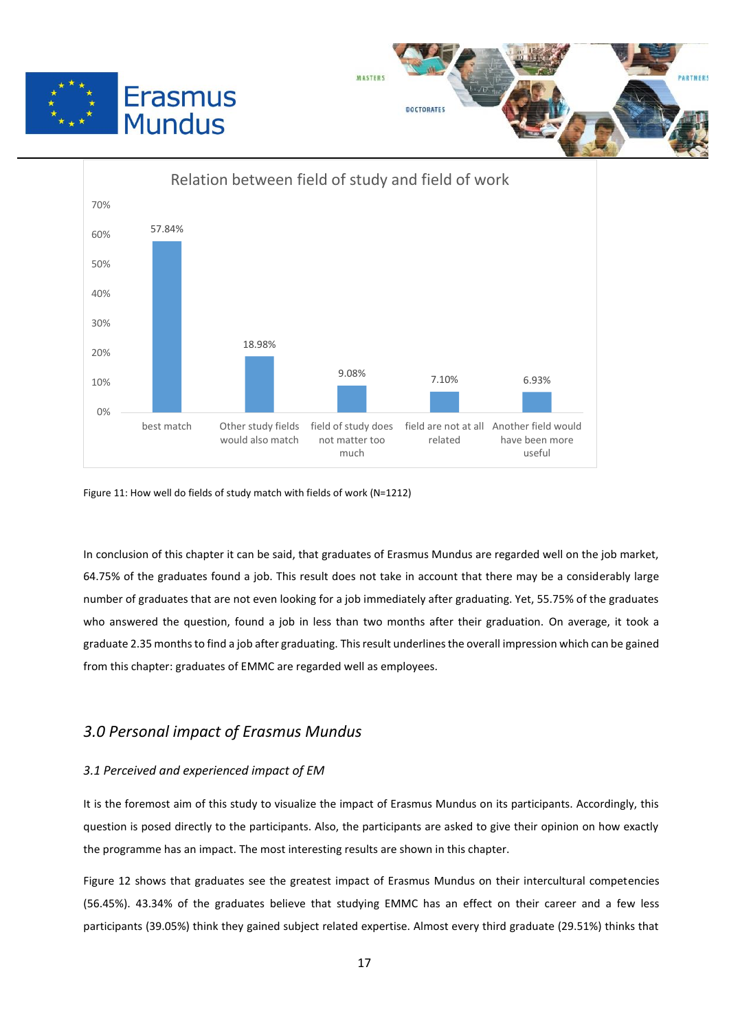Relation between field of study and field of work

| Category | Percentage |
|---|---|
| best match | 57.84% |
| Other study fields would also match | 18.98% |
| field of study does not matter too much | 9.08% |
| field are not at all related | 7.10% |
| Another field would have been more useful | 6.93% |

Figure 11: How well do fields of study match with fields of work (N=1212)

In conclusion of this chapter it can be said, that graduates of Erasmus Mundus are regarded well on the job market, 64.75% of the graduates found a job. This result does not take in account that there may be a considerably large number of graduates that are not even looking for a job immediately after graduating. Yet, 55.75% of the graduates who answered the question, found a job in less than two months after their graduation. On average, it took a graduate 2.35 months to find a job after graduating. This result underlines the overall impression which can be gained from this chapter: graduates of EMMC are regarded well as employees.

## *3.0 Personal impact of Erasmus Mundus*

### *3.1 Perceived and experienced impact of EM*

It is the foremost aim of this study to visualize the impact of Erasmus Mundus on its participants. Accordingly, this question is posed directly to the participants. Also, the participants are asked to give their opinion on how exactly the programme has an impact. The most interesting results are shown in this chapter.

Figure 12 shows that graduates see the greatest impact of Erasmus Mundus on their intercultural competencies (56.45%). 43.34% of the graduates believe that studying EMMC has an effect on their career and a few less participants (39.05%) think they gained subject related expertise. Almost every third graduate (29.51%) thinks that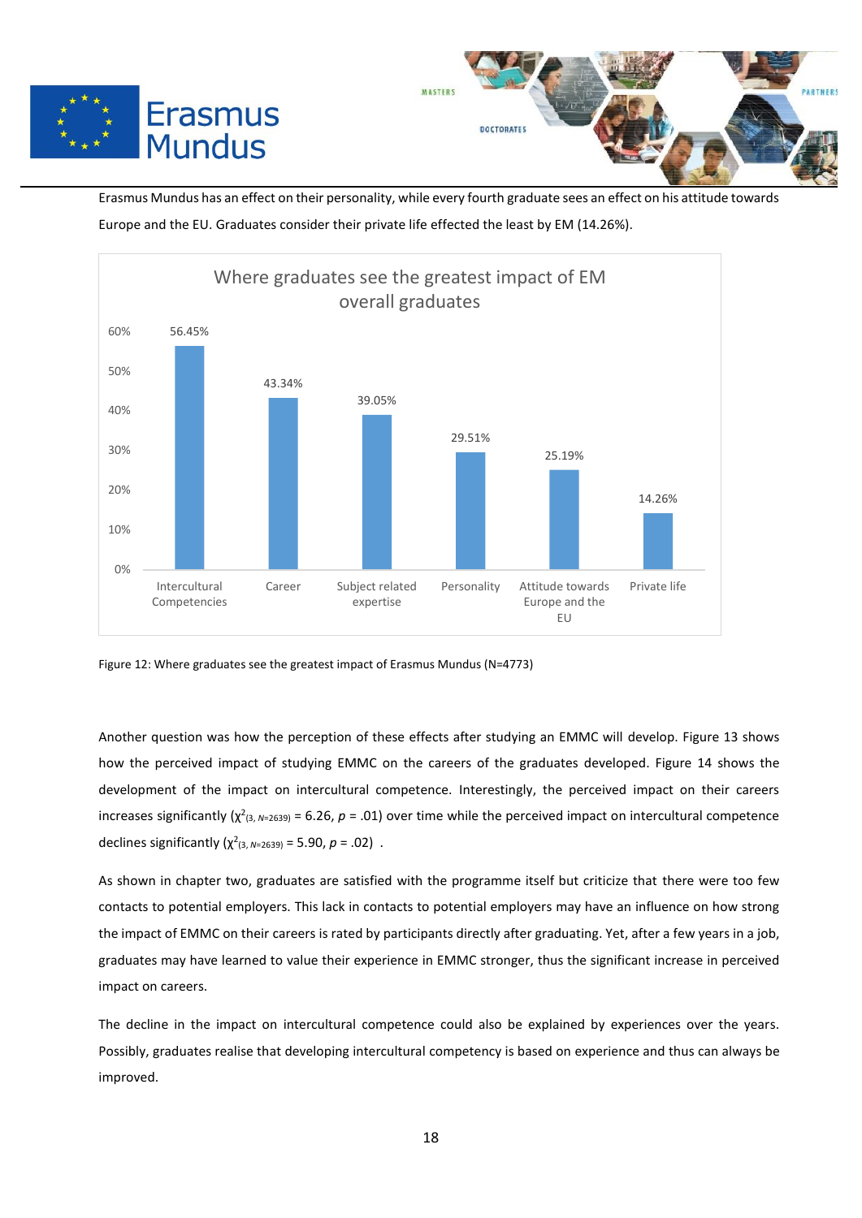Erasmus Mundus has an effect on their personality, while every fourth graduate sees an effect on his attitude towards Europe and the EU. Graduates consider their private life effected the least by EM (14.26%).

| Where graduates see the greatest impact of EM overall graduates | |
|---|---|
| Intercultural Competencies | 56.45% |
| Career | 43.34% |
| Subject related expertise | 39.05% |
| Personality | 29.51% |
| Attitude towards Europe and the EU | 25.19% |
| Private life | 14.26% |

Figure 12: Where graduates see the greatest impact of Erasmus Mundus (N=4773)

Another question was how the perception of these effects after studying an EMMC will develop. Figure 13 shows how the perceived impact of studying EMMC on the careers of the graduates developed. Figure 14 shows the development of the impact on intercultural competence. Interestingly, the perceived impact on their careers increases significantly ($\chi^2_{(3, N=2639)} = 6.26$, $p = .01$) over time while the perceived impact on intercultural competence declines significantly ($\chi^2_{(3, N=2639)} = 5.90$, $p = .02$) .

As shown in chapter two, graduates are satisfied with the programme itself but criticize that there were too few contacts to potential employers. This lack in contacts to potential employers may have an influence on how strong the impact of EMMC on their careers is rated by participants directly after graduating. Yet, after a few years in a job, graduates may have learned to value their experience in EMMC stronger, thus the significant increase in perceived impact on careers.

The decline in the impact on intercultural competence could also be explained by experiences over the years. Possibly, graduates realise that developing intercultural competency is based on experience and thus can always be improved.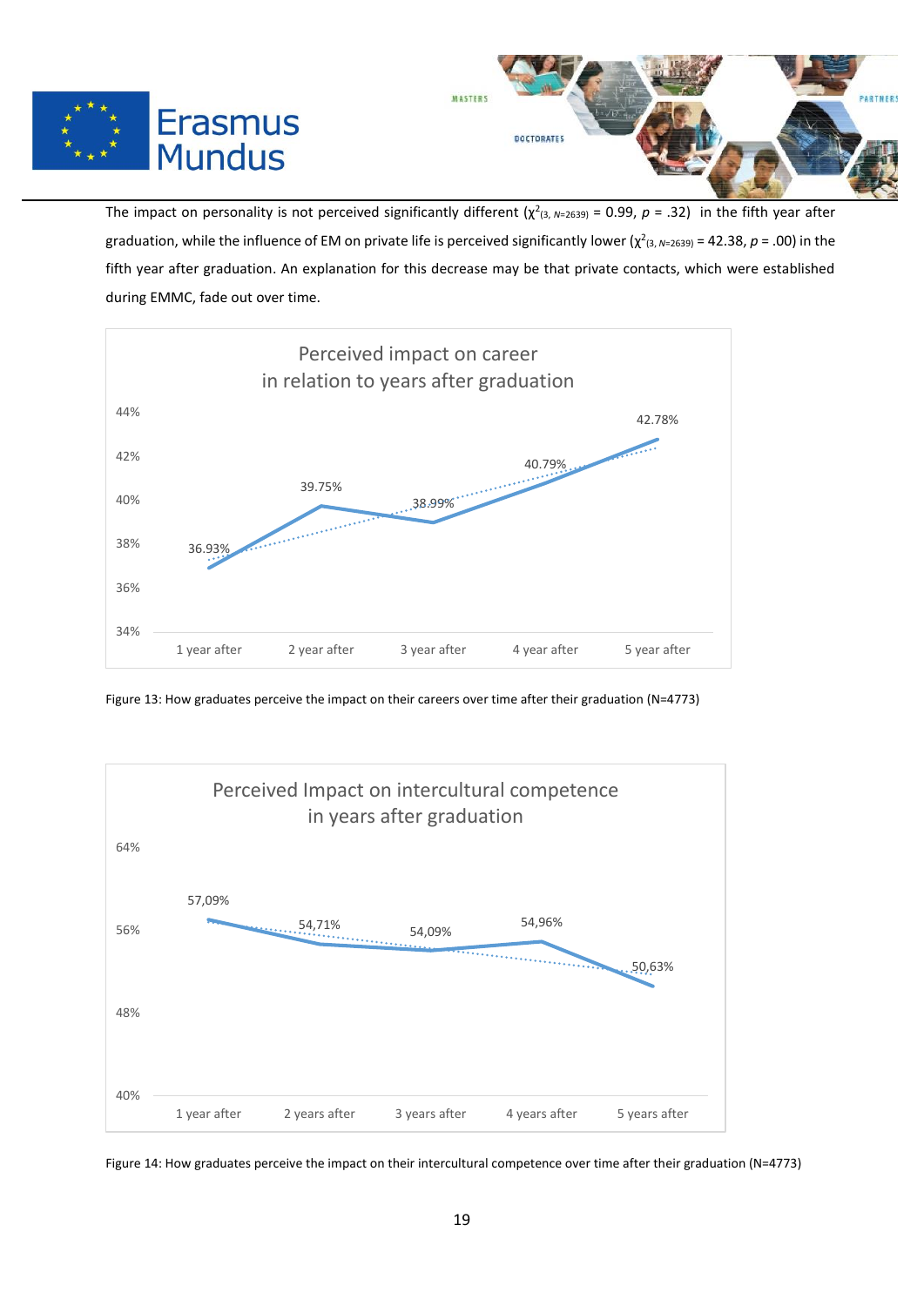The impact on personality is not perceived significantly different ($\chi^2_{(3,\ N=2639)} = 0.99$, $p = .32$) in the fifth year after graduation, while the influence of EM on private life is perceived significantly lower ($\chi^2_{(3,\ N=2639)} = 42.38$, $p = .00$) in the fifth year after graduation. An explanation for this decrease may be that private contacts, which were established during EMMC, fade out over time.

Figure 13: How graduates perceive the impact on their careers over time after their graduation (N=4773)

Figure 14: How graduates perceive the impact on their intercultural competence over time after their graduation (N=4773)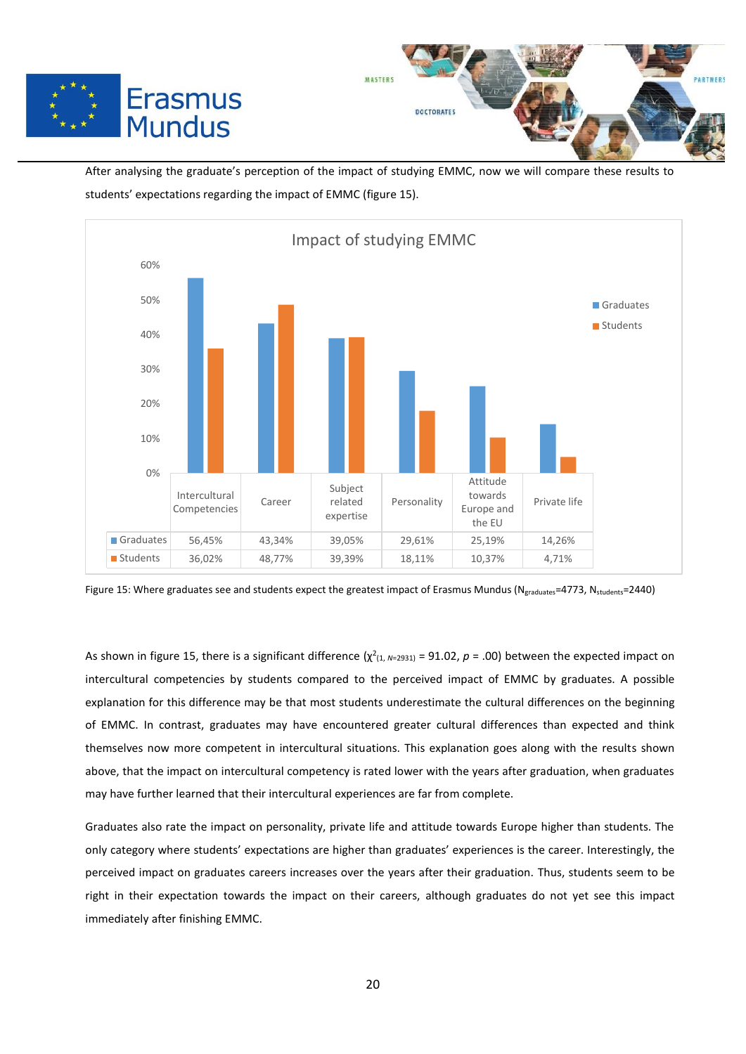After analysing the graduate's perception of the impact of studying EMMC, now we will compare these results to students' expectations regarding the impact of EMMC (figure 15).

**Impact of studying EMMC**

| | Intercultural Competencies | Career | Subject related expertise | Personality | Attitude towards Europe and the EU | Private life |
|---|---|---|---|---|---|---|
| Graduates | 56,45% | 43,34% | 39,05% | 29,61% | 25,19% | 14,26% |
| Students | 36,02% | 48,77% | 39,39% | 18,11% | 10,37% | 4,71% |

Figure 15: Where graduates see and students expect the greatest impact of Erasmus Mundus ($N_{graduates}$=4773, $N_{students}$=2440)

As shown in figure 15, there is a significant difference ($\chi^2_{(1,\ N=2931)}$ = 91.02, $p$ = .00) between the expected impact on intercultural competencies by students compared to the perceived impact of EMMC by graduates. A possible explanation for this difference may be that most students underestimate the cultural differences on the beginning of EMMC. In contrast, graduates may have encountered greater cultural differences than expected and think themselves now more competent in intercultural situations. This explanation goes along with the results shown above, that the impact on intercultural competency is rated lower with the years after graduation, when graduates may have further learned that their intercultural experiences are far from complete.

Graduates also rate the impact on personality, private life and attitude towards Europe higher than students. The only category where students' expectations are higher than graduates' experiences is the career. Interestingly, the perceived impact on graduates careers increases over the years after their graduation. Thus, students seem to be right in their expectation towards the impact on their careers, although graduates do not yet see this impact immediately after finishing EMMC.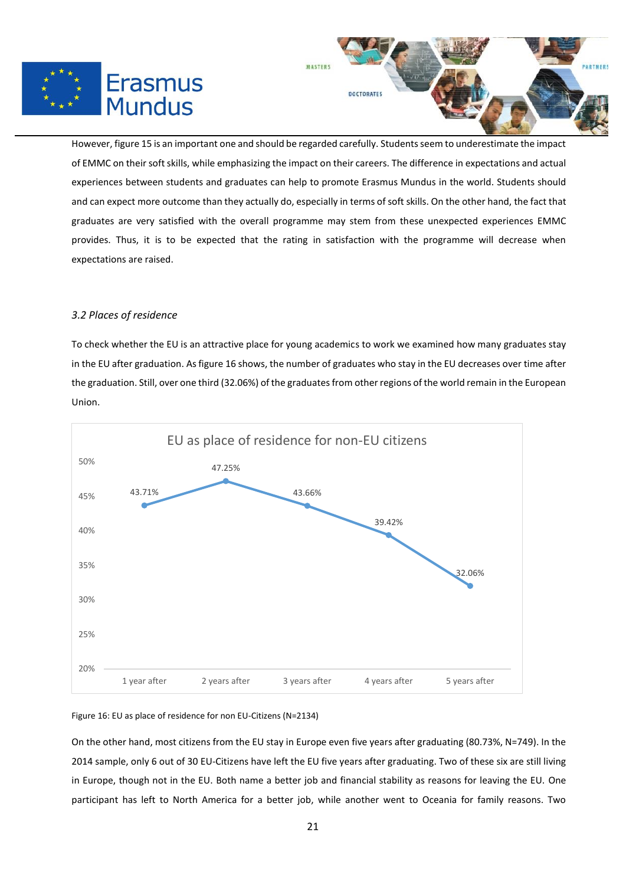However, figure 15 is an important one and should be regarded carefully. Students seem to underestimate the impact of EMMC on their soft skills, while emphasizing the impact on their careers. The difference in expectations and actual experiences between students and graduates can help to promote Erasmus Mundus in the world. Students should and can expect more outcome than they actually do, especially in terms of soft skills. On the other hand, the fact that graduates are very satisfied with the overall programme may stem from these unexpected experiences EMMC provides. Thus, it is to be expected that the rating in satisfaction with the programme will decrease when expectations are raised.

### *3.2 Places of residence*

To check whether the EU is an attractive place for young academics to work we examined how many graduates stay in the EU after graduation. As figure 16 shows, the number of graduates who stay in the EU decreases over time after the graduation. Still, over one third (32.06%) of the graduates from other regions of the world remain in the European Union.

EU as place of residence for non-EU citizens

| | 1 year after | 2 years after | 3 years after | 4 years after | 5 years after |
|---|---|---|---|---|---|
| EU as place of residence | 43.71% | 47.25% | 43.66% | 39.42% | 32.06% |

Figure 16: EU as place of residence for non EU-Citizens (N=2134)

On the other hand, most citizens from the EU stay in Europe even five years after graduating (80.73%, N=749). In the 2014 sample, only 6 out of 30 EU-Citizens have left the EU five years after graduating. Two of these six are still living in Europe, though not in the EU. Both name a better job and financial stability as reasons for leaving the EU. One participant has left to North America for a better job, while another went to Oceania for family reasons. Two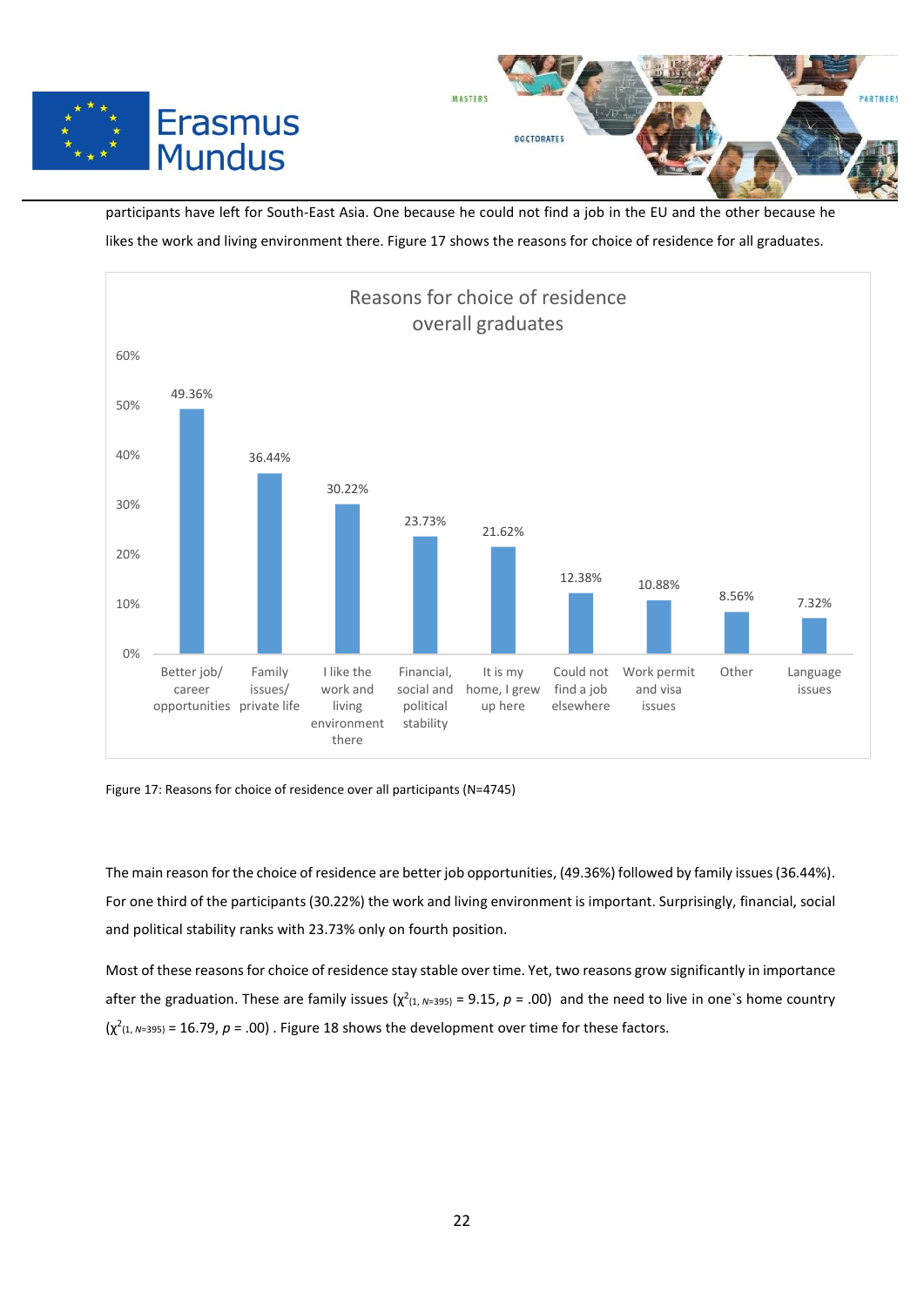participants have left for South-East Asia. One because he could not find a job in the EU and the other because he likes the work and living environment there. Figure 17 shows the reasons for choice of residence for all graduates.

| Reasons for choice of residence overall graduates | |
|---|---|
| Better job/ career opportunities | 49.36% |
| Family issues/ private life | 36.44% |
| I like the work and living environment there | 30.22% |
| Financial, social and political stability | 23.73% |
| It is my home, I grew up here | 21.62% |
| Could not find a job elsewhere | 12.38% |
| Work permit and visa issues | 10.88% |
| Other | 8.56% |
| Language issues | 7.32% |

Figure 17: Reasons for choice of residence over all participants (N=4745)

The main reason for the choice of residence are better job opportunities, (49.36%) followed by family issues (36.44%). For one third of the participants (30.22%) the work and living environment is important. Surprisingly, financial, social and political stability ranks with 23.73% only on fourth position.

Most of these reasons for choice of residence stay stable over time. Yet, two reasons grow significantly in importance after the graduation. These are family issues ($\chi^2_{(1,\ N=395)} = 9.15$, $p = .00$) and the need to live in one`s home country ($\chi^2_{(1,\ N=395)} = 16.79$, $p = .00$) . Figure 18 shows the development over time for these factors.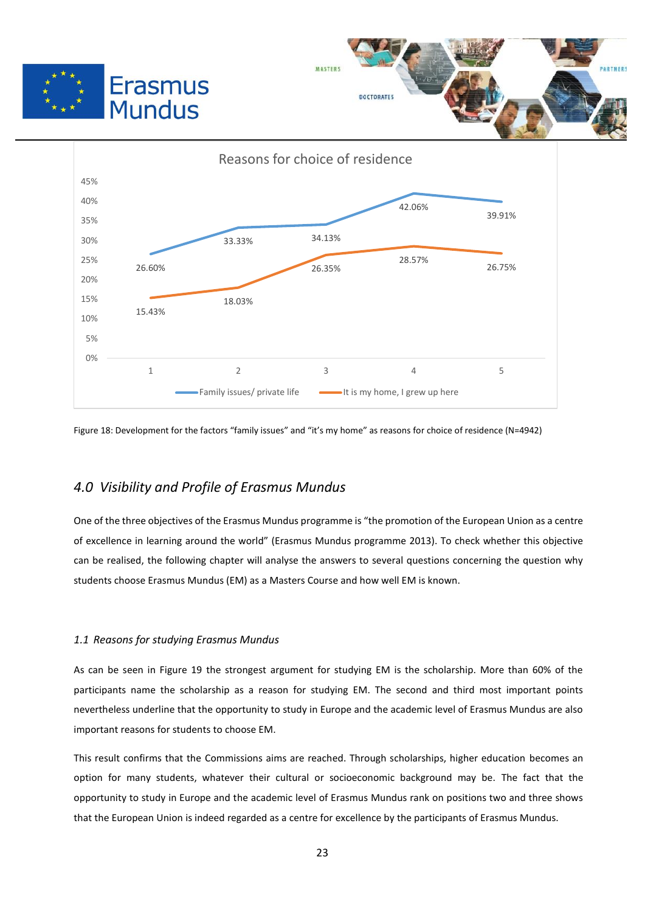**Reasons for choice of residence**

| | 1 | 2 | 3 | 4 | 5 |
|---|---|---|---|---|---|
| Family issues/ private life | 26.60% | 33.33% | 34.13% | 42.06% | 39.91% |
| It is my home, I grew up here | 15.43% | 18.03% | 26.35% | 28.57% | 26.75% |

Figure 18: Development for the factors "family issues" and "it's my home" as reasons for choice of residence (N=4942)

## *4.0 Visibility and Profile of Erasmus Mundus*

One of the three objectives of the Erasmus Mundus programme is "the promotion of the European Union as a centre of excellence in learning around the world" (Erasmus Mundus programme 2013). To check whether this objective can be realised, the following chapter will analyse the answers to several questions concerning the question why students choose Erasmus Mundus (EM) as a Masters Course and how well EM is known.

### *1.1 Reasons for studying Erasmus Mundus*

As can be seen in Figure 19 the strongest argument for studying EM is the scholarship. More than 60% of the participants name the scholarship as a reason for studying EM. The second and third most important points nevertheless underline that the opportunity to study in Europe and the academic level of Erasmus Mundus are also important reasons for students to choose EM.

This result confirms that the Commissions aims are reached. Through scholarships, higher education becomes an option for many students, whatever their cultural or socioeconomic background may be. The fact that the opportunity to study in Europe and the academic level of Erasmus Mundus rank on positions two and three shows that the European Union is indeed regarded as a centre for excellence by the participants of Erasmus Mundus.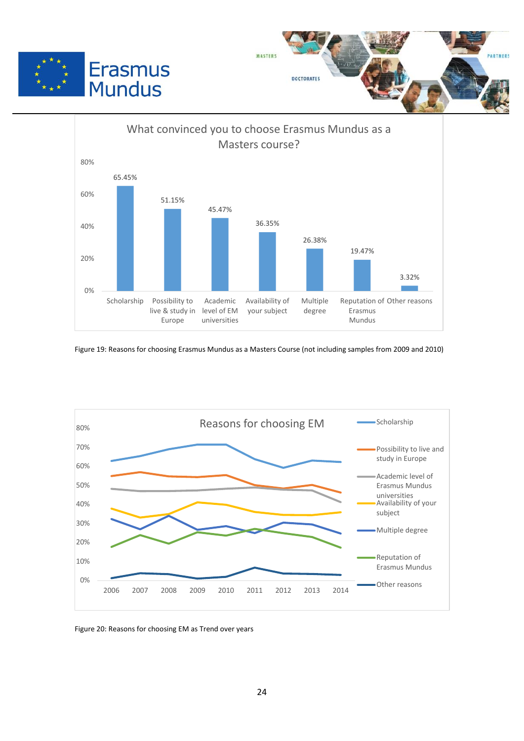**What convinced you to choose Erasmus Mundus as a Masters course?**

| Reason | Percentage |
| --- | --- |
| Scholarship | 65.45% |
| Possibility to live & study in Europe | 51.15% |
| Academic level of EM universities | 45.47% |
| Availability of your subject | 36.35% |
| Multiple degree | 26.38% |
| Reputation of Erasmus Mundus | 19.47% |
| Other reasons | 3.32% |

Figure 19: Reasons for choosing Erasmus Mundus as a Masters Course (not including samples from 2009 and 2010)

**Reasons for choosing EM**

Legend: Scholarship; Possibility to live and study in Europe; Academic level of Erasmus Mundus universities; Availability of your subject; Multiple degree; Reputation of Erasmus Mundus; Other reasons

Years: 2006, 2007, 2008, 2009, 2010, 2011, 2012, 2013, 2014

Figure 20: Reasons for choosing EM as Trend over years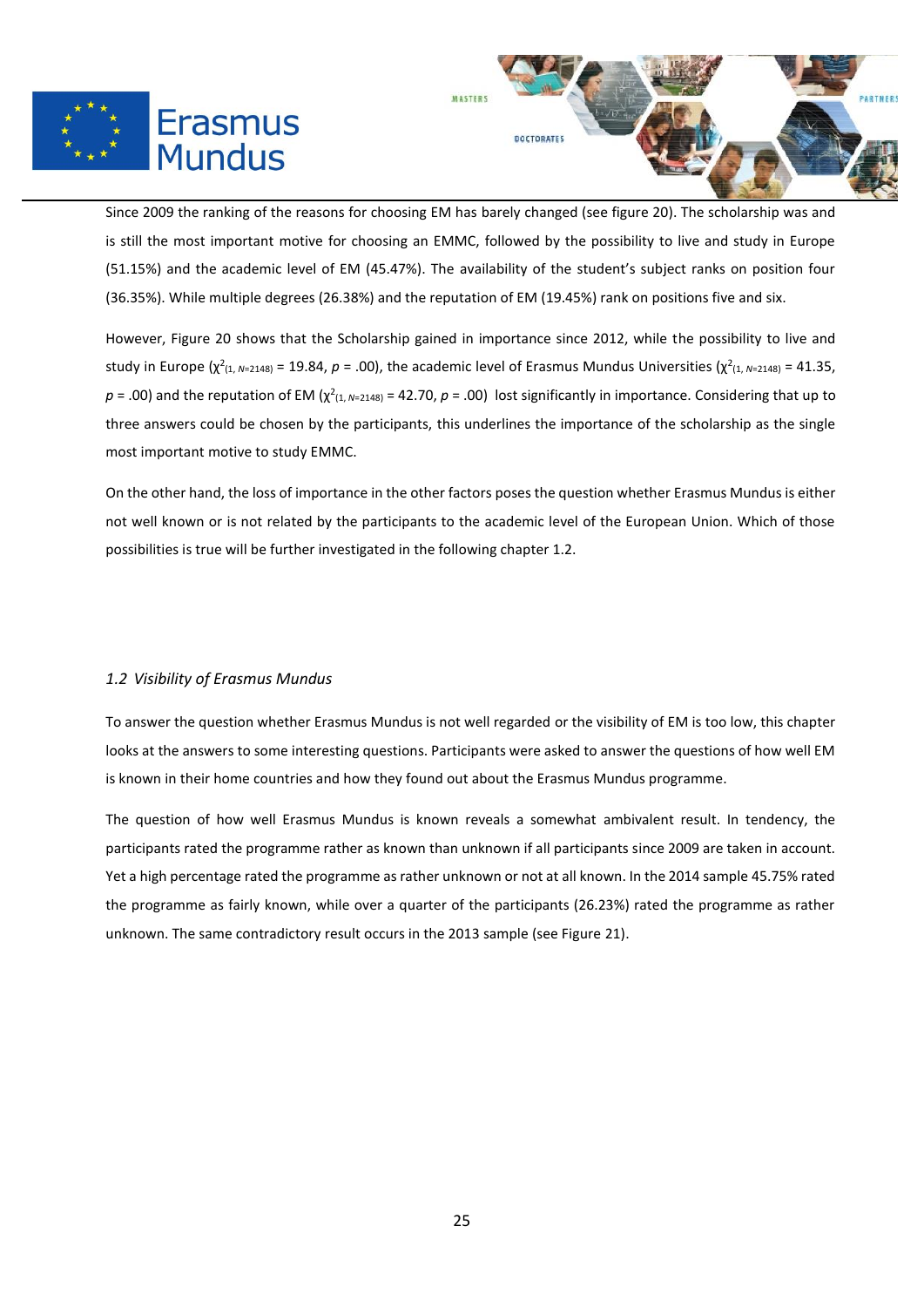Since 2009 the ranking of the reasons for choosing EM has barely changed (see figure 20). The scholarship was and is still the most important motive for choosing an EMMC, followed by the possibility to live and study in Europe (51.15%) and the academic level of EM (45.47%). The availability of the student's subject ranks on position four (36.35%). While multiple degrees (26.38%) and the reputation of EM (19.45%) rank on positions five and six.

However, Figure 20 shows that the Scholarship gained in importance since 2012, while the possibility to live and study in Europe ($\chi^2_{(1, N=2148)} = 19.84$, $p = .00$), the academic level of Erasmus Mundus Universities ($\chi^2_{(1, N=2148)} = 41.35$, $p = .00$) and the reputation of EM ($\chi^2_{(1, N=2148)} = 42.70$, $p = .00$) lost significantly in importance. Considering that up to three answers could be chosen by the participants, this underlines the importance of the scholarship as the single most important motive to study EMMC.

On the other hand, the loss of importance in the other factors poses the question whether Erasmus Mundus is either not well known or is not related by the participants to the academic level of the European Union. Which of those possibilities is true will be further investigated in the following chapter 1.2.

### *1.2 Visibility of Erasmus Mundus*

To answer the question whether Erasmus Mundus is not well regarded or the visibility of EM is too low, this chapter looks at the answers to some interesting questions. Participants were asked to answer the questions of how well EM is known in their home countries and how they found out about the Erasmus Mundus programme.

The question of how well Erasmus Mundus is known reveals a somewhat ambivalent result. In tendency, the participants rated the programme rather as known than unknown if all participants since 2009 are taken in account. Yet a high percentage rated the programme as rather unknown or not at all known. In the 2014 sample 45.75% rated the programme as fairly known, while over a quarter of the participants (26.23%) rated the programme as rather unknown. The same contradictory result occurs in the 2013 sample (see Figure 21).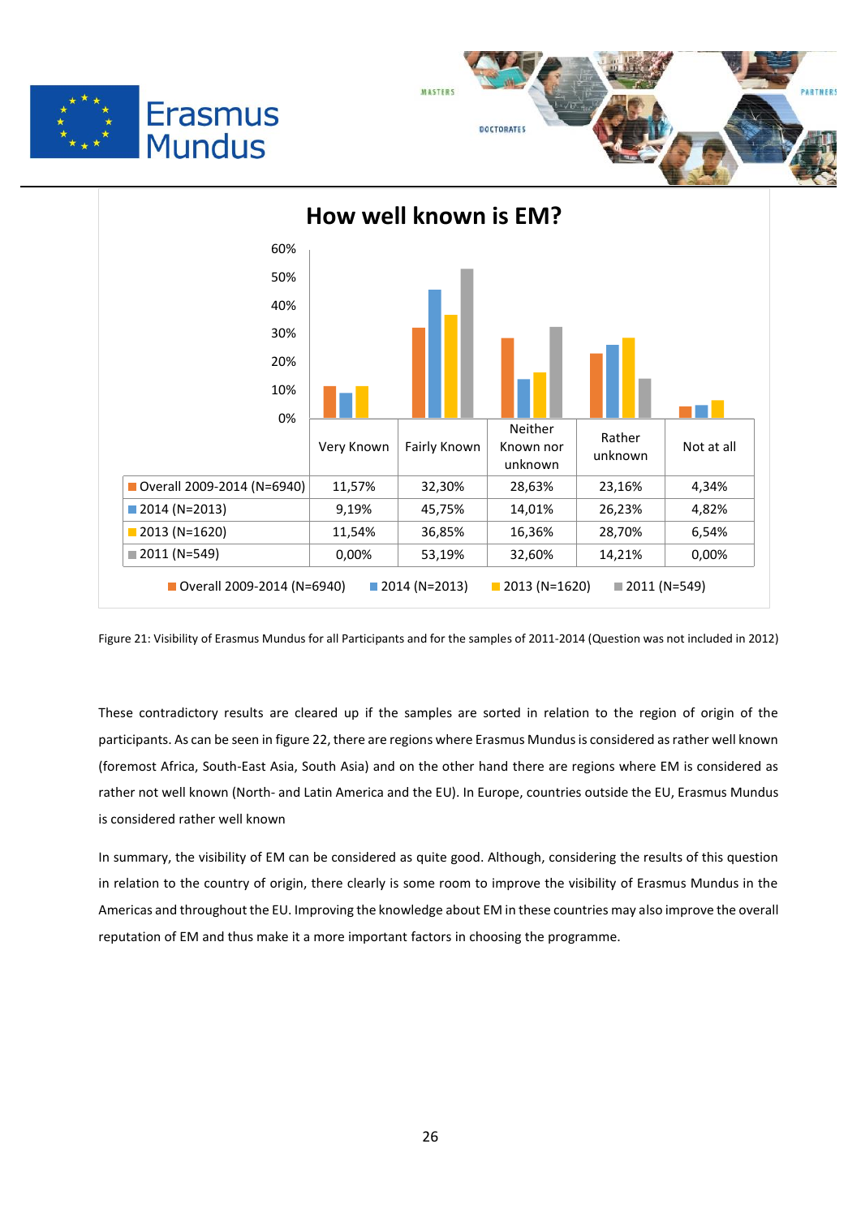**How well known is EM?**

| | Very Known | Fairly Known | Neither Known nor unknown | Rather unknown | Not at all |
|---|---|---|---|---|---|
| Overall 2009-2014 (N=6940) | 11,57% | 32,30% | 28,63% | 23,16% | 4,34% |
| 2014 (N=2013) | 9,19% | 45,75% | 14,01% | 26,23% | 4,82% |
| 2013 (N=1620) | 11,54% | 36,85% | 16,36% | 28,70% | 6,54% |
| 2011 (N=549) | 0,00% | 53,19% | 32,60% | 14,21% | 0,00% |

Figure 21: Visibility of Erasmus Mundus for all Participants and for the samples of 2011-2014 (Question was not included in 2012)

These contradictory results are cleared up if the samples are sorted in relation to the region of origin of the participants. As can be seen in figure 22, there are regions where Erasmus Mundus is considered as rather well known (foremost Africa, South-East Asia, South Asia) and on the other hand there are regions where EM is considered as rather not well known (North- and Latin America and the EU). In Europe, countries outside the EU, Erasmus Mundus is considered rather well known

In summary, the visibility of EM can be considered as quite good. Although, considering the results of this question in relation to the country of origin, there clearly is some room to improve the visibility of Erasmus Mundus in the Americas and throughout the EU. Improving the knowledge about EM in these countries may also improve the overall reputation of EM and thus make it a more important factors in choosing the programme.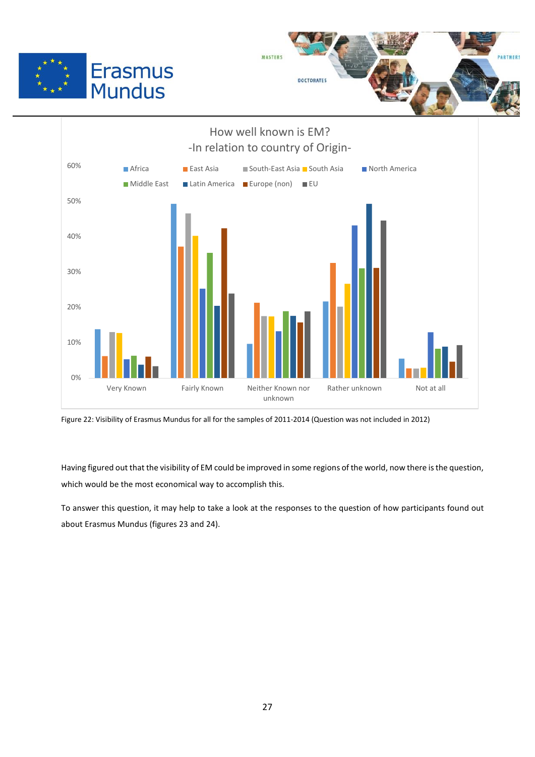How well known is EM?
-In relation to country of Origin-

Figure 22: Visibility of Erasmus Mundus for all for the samples of 2011-2014 (Question was not included in 2012)

Having figured out that the visibility of EM could be improved in some regions of the world, now there is the question, which would be the most economical way to accomplish this.

To answer this question, it may help to take a look at the responses to the question of how participants found out about Erasmus Mundus (figures 23 and 24).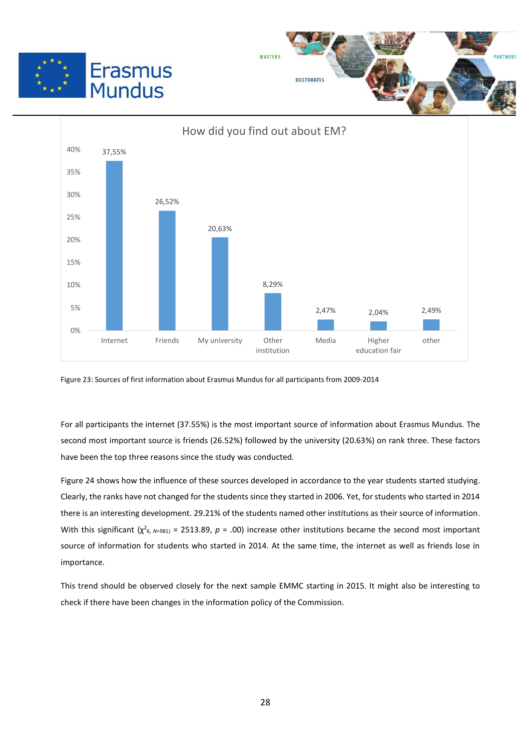How did you find out about EM?

| Source | Percentage |
| --- | --- |
| Internet | 37,55% |
| Friends | 26,52% |
| My university | 20,63% |
| Other institution | 8,29% |
| Media | 2,47% |
| Higher education fair | 2,04% |
| other | 2,49% |

Figure 23: Sources of first information about Erasmus Mundus for all participants from 2009-2014

For all participants the internet (37.55%) is the most important source of information about Erasmus Mundus. The second most important source is friends (26.52%) followed by the university (20.63%) on rank three. These factors have been the top three reasons since the study was conducted.

Figure 24 shows how the influence of these sources developed in accordance to the year students started studying. Clearly, the ranks have not changed for the students since they started in 2006. Yet, for students who started in 2014 there is an interesting development. 29.21% of the students named other institutions as their source of information. With this significant ($\chi^2_{6,\ N=981}$ = 2513.89, $p$ = .00) increase other institutions became the second most important source of information for students who started in 2014. At the same time, the internet as well as friends lose in importance.

This trend should be observed closely for the next sample EMMC starting in 2015. It might also be interesting to check if there have been changes in the information policy of the Commission.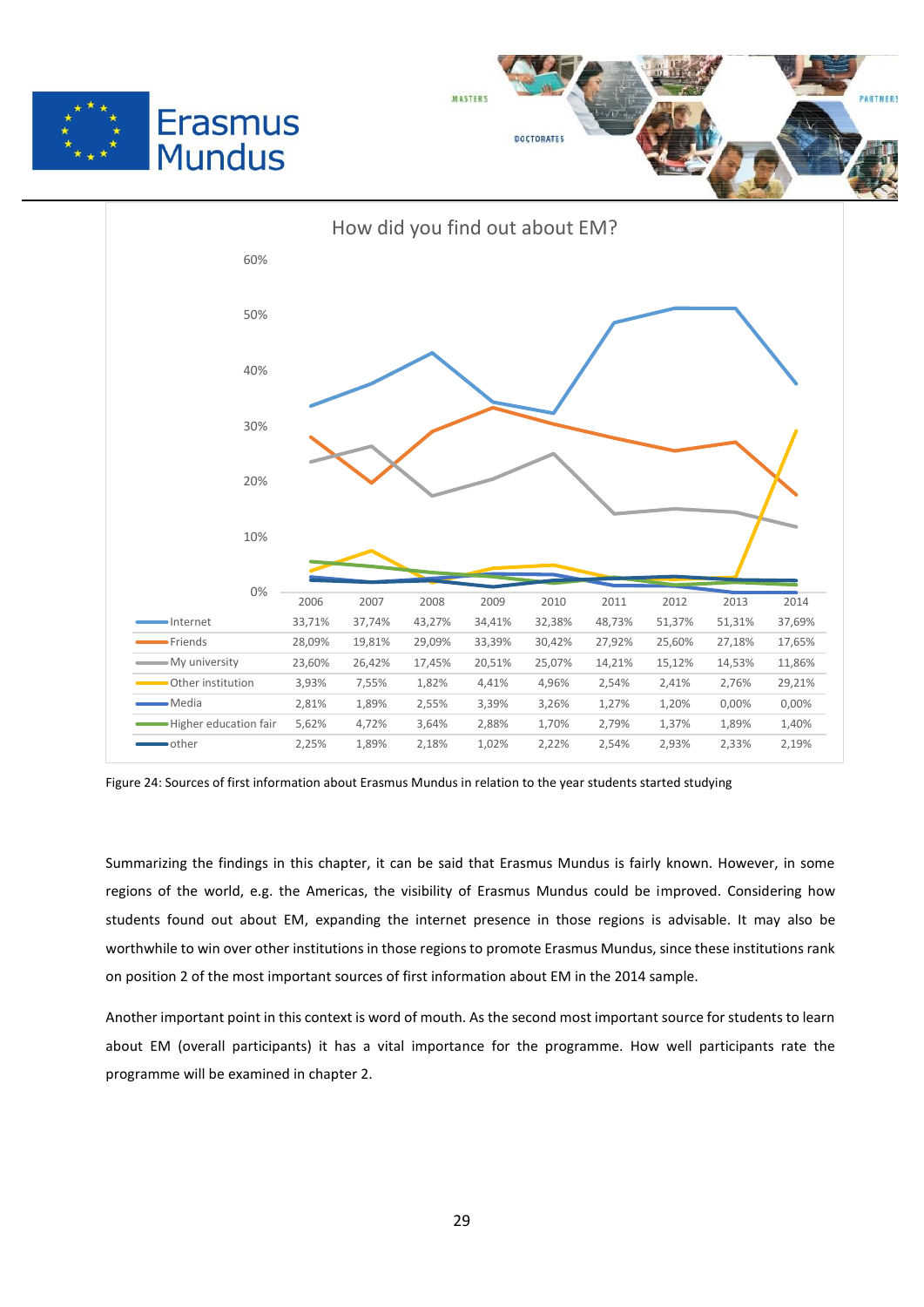How did you find out about EM?

| | 2006 | 2007 | 2008 | 2009 | 2010 | 2011 | 2012 | 2013 | 2014 |
|---|---|---|---|---|---|---|---|---|---|
| Internet | 33,71% | 37,74% | 43,27% | 34,41% | 32,38% | 48,73% | 51,37% | 51,31% | 37,69% |
| Friends | 28,09% | 19,81% | 29,09% | 33,39% | 30,42% | 27,92% | 25,60% | 27,18% | 17,65% |
| My university | 23,60% | 26,42% | 17,45% | 20,51% | 25,07% | 14,21% | 15,12% | 14,53% | 11,86% |
| Other institution | 3,93% | 7,55% | 1,82% | 4,41% | 4,96% | 2,54% | 2,41% | 2,76% | 29,21% |
| Media | 2,81% | 1,89% | 2,55% | 3,39% | 3,26% | 1,27% | 1,20% | 0,00% | 0,00% |
| Higher education fair | 5,62% | 4,72% | 3,64% | 2,88% | 1,70% | 2,79% | 1,37% | 1,89% | 1,40% |
| other | 2,25% | 1,89% | 2,18% | 1,02% | 2,22% | 2,54% | 2,93% | 2,33% | 2,19% |

Figure 24: Sources of first information about Erasmus Mundus in relation to the year students started studying

Summarizing the findings in this chapter, it can be said that Erasmus Mundus is fairly known. However, in some regions of the world, e.g. the Americas, the visibility of Erasmus Mundus could be improved. Considering how students found out about EM, expanding the internet presence in those regions is advisable. It may also be worthwhile to win over other institutions in those regions to promote Erasmus Mundus, since these institutions rank on position 2 of the most important sources of first information about EM in the 2014 sample.

Another important point in this context is word of mouth. As the second most important source for students to learn about EM (overall participants) it has a vital importance for the programme. How well participants rate the programme will be examined in chapter 2.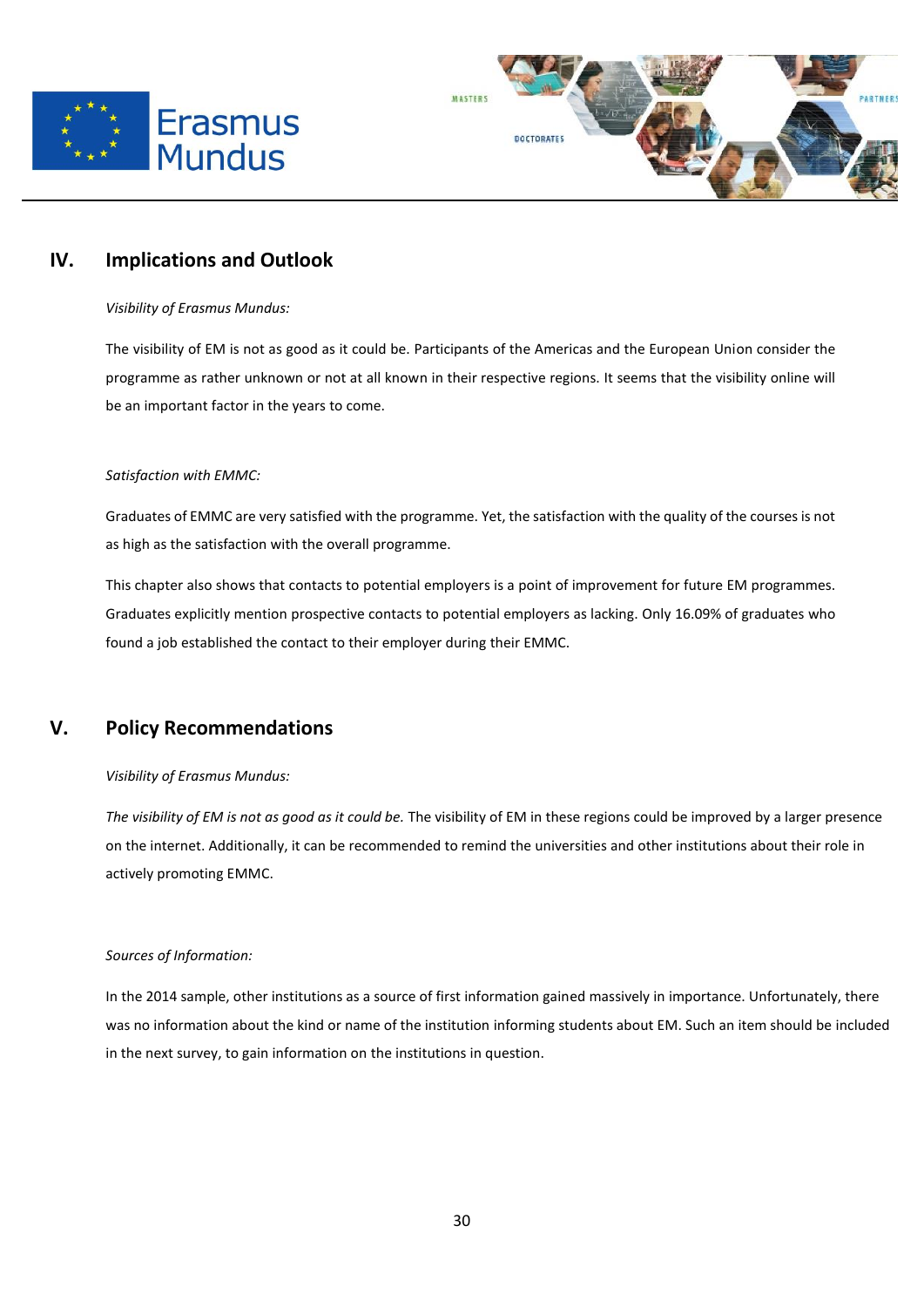## IV. Implications and Outlook

*Visibility of Erasmus Mundus:*

The visibility of EM is not as good as it could be. Participants of the Americas and the European Union consider the programme as rather unknown or not at all known in their respective regions. It seems that the visibility online will be an important factor in the years to come.

*Satisfaction with EMMC:*

Graduates of EMMC are very satisfied with the programme. Yet, the satisfaction with the quality of the courses is not as high as the satisfaction with the overall programme.

This chapter also shows that contacts to potential employers is a point of improvement for future EM programmes. Graduates explicitly mention prospective contacts to potential employers as lacking. Only 16.09% of graduates who found a job established the contact to their employer during their EMMC.

## V. Policy Recommendations

*Visibility of Erasmus Mundus:*

*The visibility of EM is not as good as it could be.* The visibility of EM in these regions could be improved by a larger presence on the internet. Additionally, it can be recommended to remind the universities and other institutions about their role in actively promoting EMMC.

*Sources of Information:*

In the 2014 sample, other institutions as a source of first information gained massively in importance. Unfortunately, there was no information about the kind or name of the institution informing students about EM. Such an item should be included in the next survey, to gain information on the institutions in question.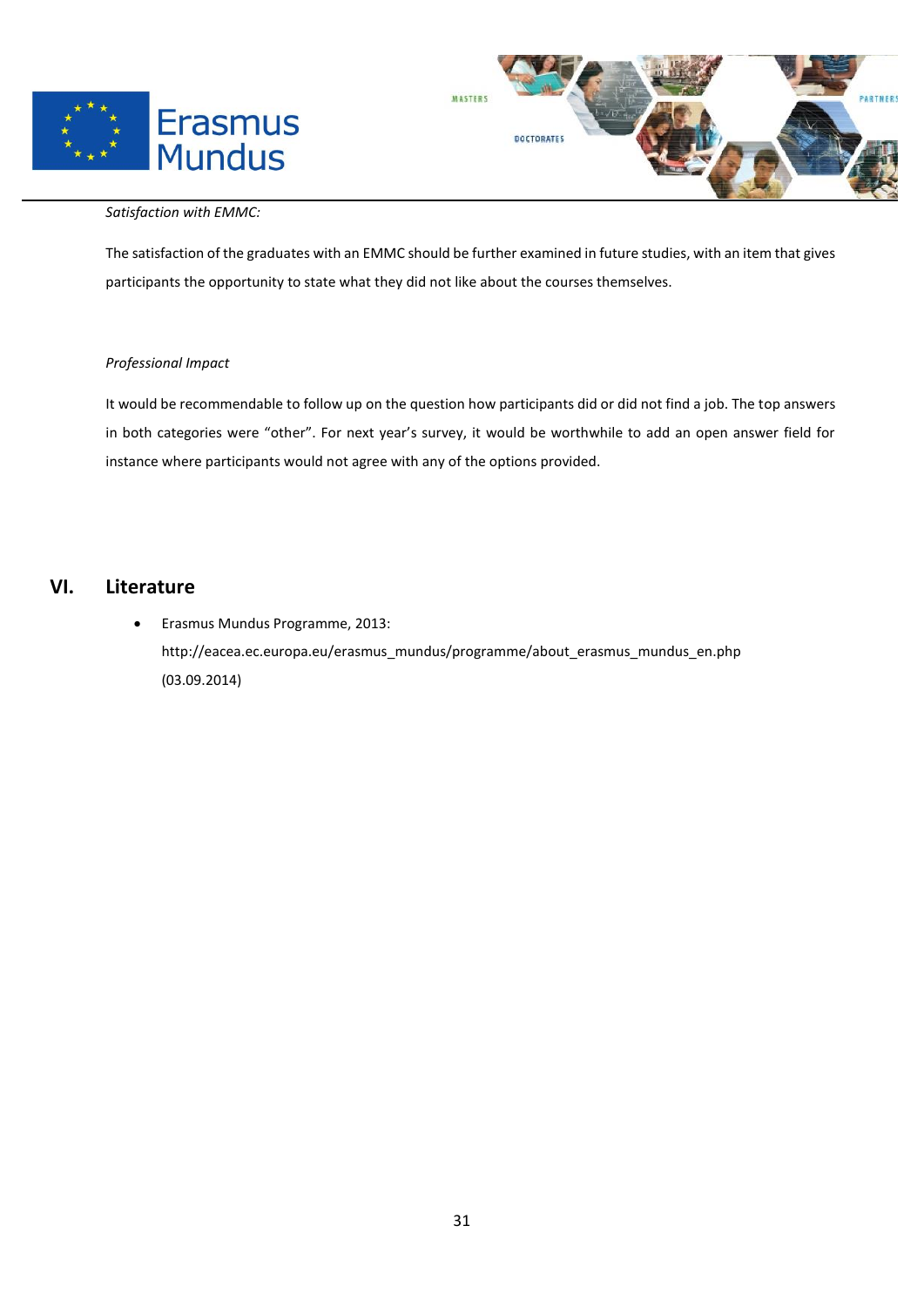*Satisfaction with EMMC:*

The satisfaction of the graduates with an EMMC should be further examined in future studies, with an item that gives participants the opportunity to state what they did not like about the courses themselves.

*Professional Impact*

It would be recommendable to follow up on the question how participants did or did not find a job. The top answers in both categories were "other". For next year's survey, it would be worthwhile to add an open answer field for instance where participants would not agree with any of the options provided.

## VI. Literature

- Erasmus Mundus Programme, 2013: http://eacea.ec.europa.eu/erasmus_mundus/programme/about_erasmus_mundus_en.php (03.09.2014)